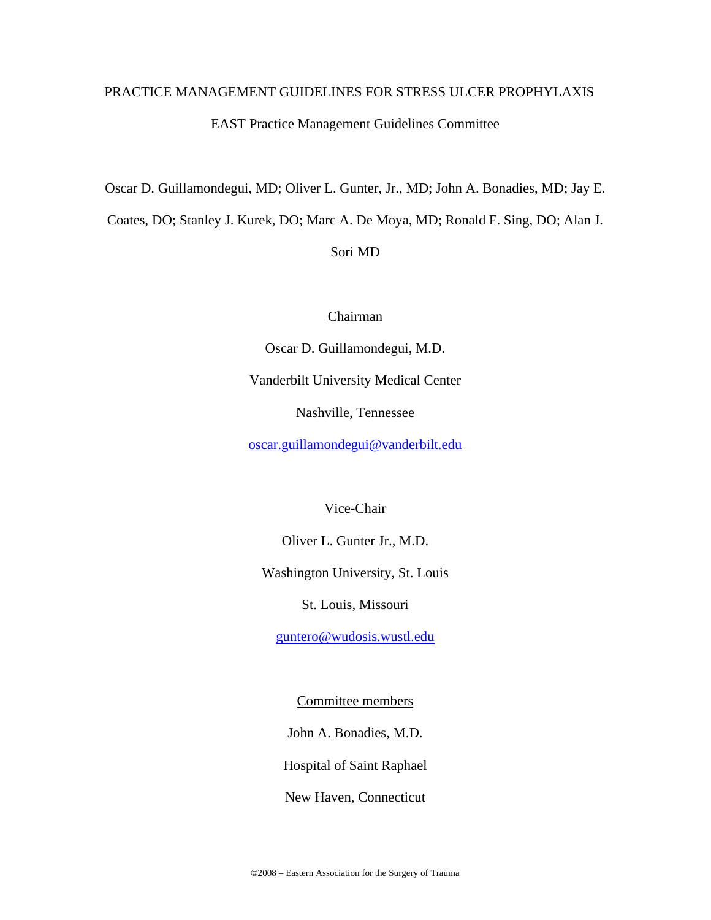# PRACTICE MANAGEMENT GUIDELINES FOR STRESS ULCER PROPHYLAXIS

EAST Practice Management Guidelines Committee

Oscar D. Guillamondegui, MD; Oliver L. Gunter, Jr., MD; John A. Bonadies, MD; Jay E. Coates, DO; Stanley J. Kurek, DO; Marc A. De Moya, MD; Ronald F. Sing, DO; Alan J. Sori MD

Chairman

Oscar D. Guillamondegui, M.D.

Vanderbilt University Medical Center

Nashville, Tennessee

oscar.guillamondegui@vanderbilt.edu

Vice-Chair

Oliver L. Gunter Jr., M.D.

Washington University, St. Louis

St. Louis, Missouri

guntero@wudosis.wustl.edu

Committee members

John A. Bonadies, M.D.

Hospital of Saint Raphael

New Haven, Connecticut

©2008 – Eastern Association for the Surgery of Trauma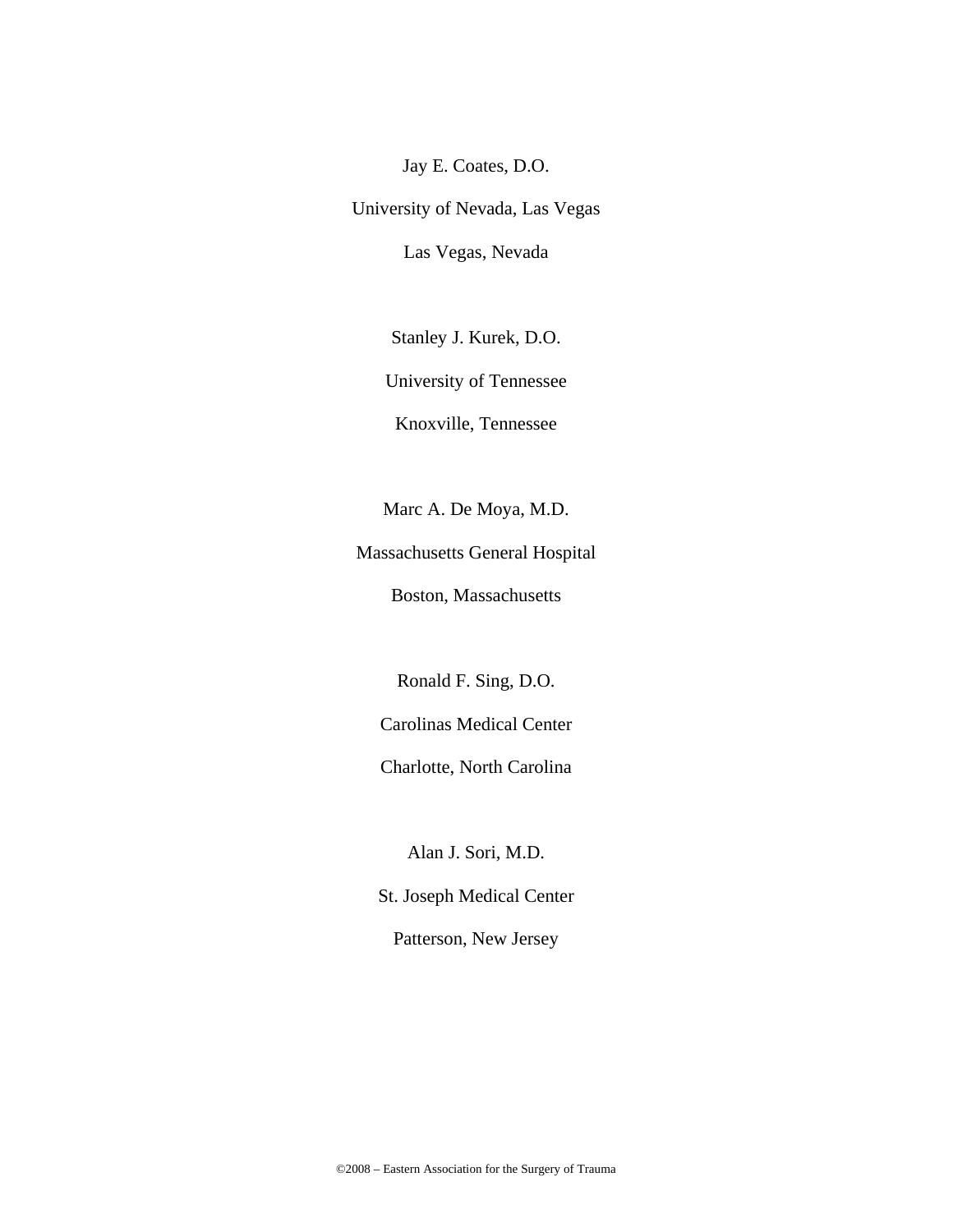Jay E. Coates, D.O.

University of Nevada, Las Vegas

Las Vegas, Nevada

Stanley J. Kurek, D.O.

University of Tennessee

Knoxville, Tennessee

Marc A. De Moya, M.D.

Massachusetts General Hospital

Boston, Massachusetts

Ronald F. Sing, D.O.

Carolinas Medical Center

Charlotte, North Carolina

Alan J. Sori, M.D.

St. Joseph Medical Center

Patterson, New Jersey

©2008 – Eastern Association for the Surgery of Trauma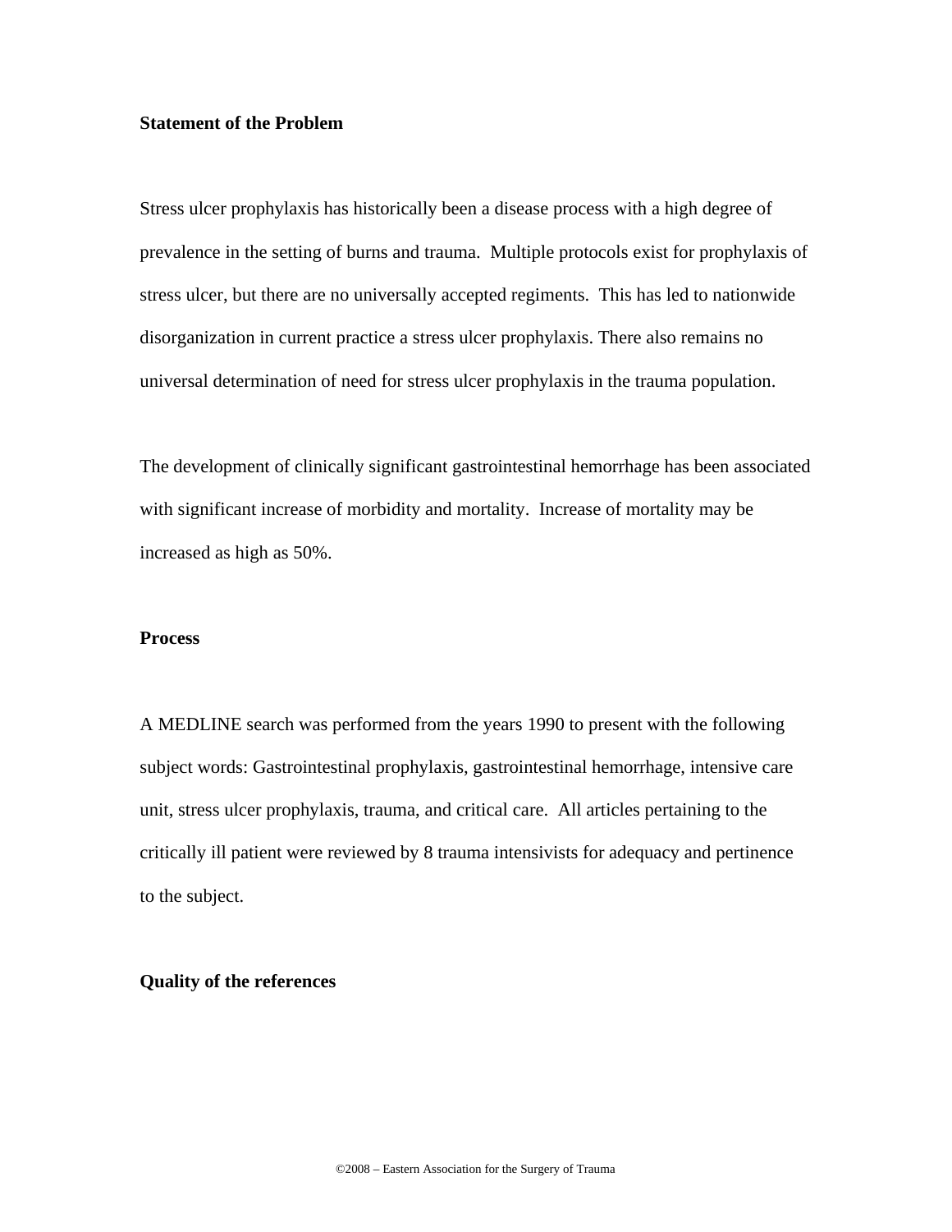**Statement of the Problem**

Stress ulcer prophylaxis has historically been a disease process with a high degree of prevalence in the setting of burns and trauma. Multiple protocols exist for prophylaxis of stress ulcer, but there are no universally accepted regiments. This has led to nationwide disorganization in current practice a stress ulcer prophylaxis. There also remains no universal determination of need for stress ulcer prophylaxis in the trauma population.

The development of clinically significant gastrointestinal hemorrhage has been associated with significant increase of morbidity and mortality. Increase of mortality may be increased as high as 50%.

**Process**

A MEDLINE search was performed from the years 1990 to present with the following subject words: Gastrointestinal prophylaxis, gastrointestinal hemorrhage, intensive care unit, stress ulcer prophylaxis, trauma, and critical care. All articles pertaining to the critically ill patient were reviewed by 8 trauma intensivists for adequacy and pertinence to the subject.

**Quality of the references**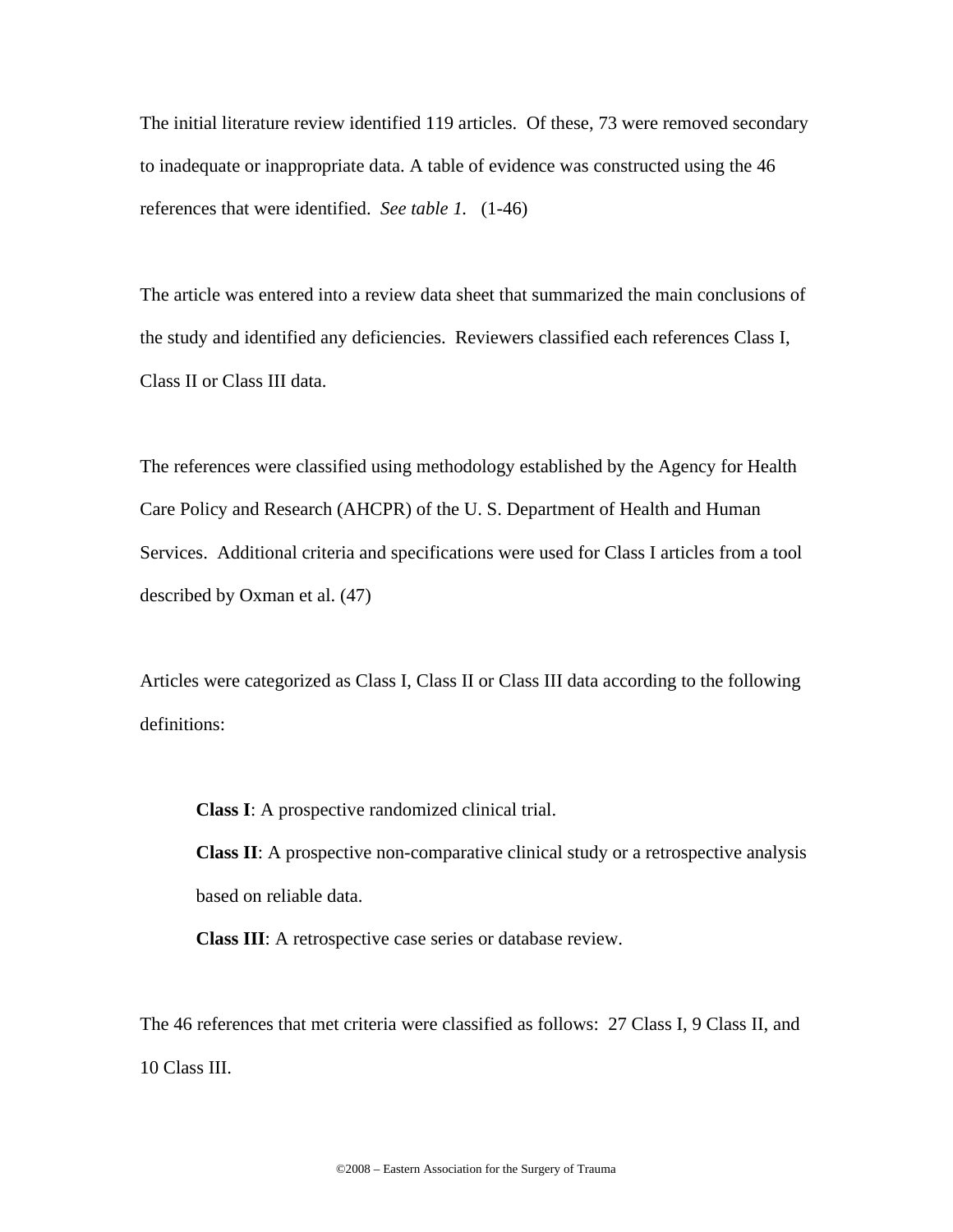The initial literature review identified 119 articles. Of these, 73 were removed secondary to inadequate or inappropriate data. A table of evidence was constructed using the 46 references that were identified. *See table 1.* (1-46)

The article was entered into a review data sheet that summarized the main conclusions of the study and identified any deficiencies. Reviewers classified each references Class I, Class II or Class III data.

The references were classified using methodology established by the Agency for Health Care Policy and Research (AHCPR) of the U. S. Department of Health and Human Services. Additional criteria and specifications were used for Class I articles from a tool described by Oxman et al. (47)

Articles were categorized as Class I, Class II or Class III data according to the following definitions:

> **Class I**: A prospective randomized clinical trial.
>
> **Class II**: A prospective non-comparative clinical study or a retrospective analysis based on reliable data.
>
> **Class III**: A retrospective case series or database review.

The 46 references that met criteria were classified as follows: 27 Class I, 9 Class II, and 10 Class III.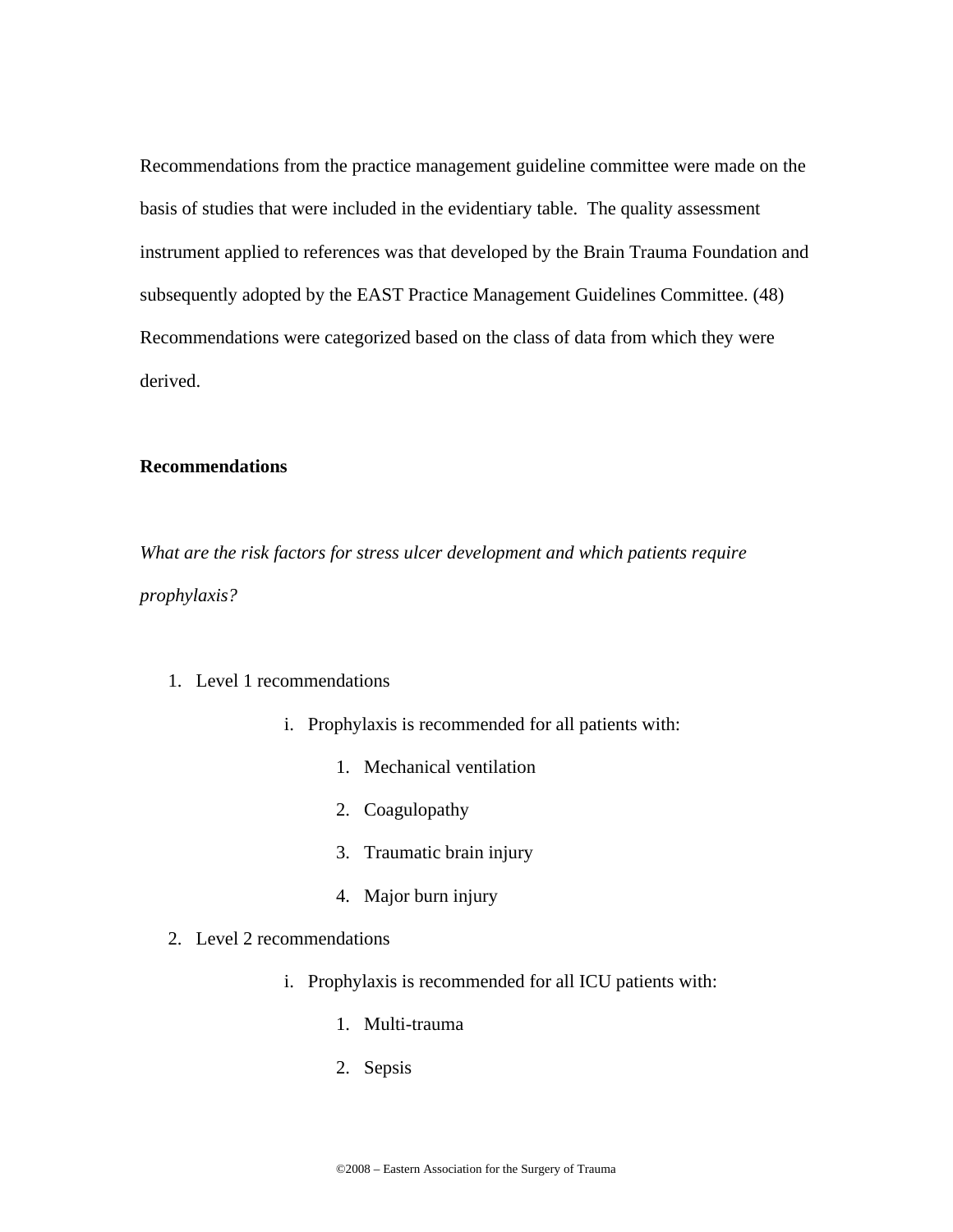Recommendations from the practice management guideline committee were made on the basis of studies that were included in the evidentiary table. The quality assessment instrument applied to references was that developed by the Brain Trauma Foundation and subsequently adopted by the EAST Practice Management Guidelines Committee. (48) Recommendations were categorized based on the class of data from which they were derived.

**Recommendations**

*What are the risk factors for stress ulcer development and which patients require prophylaxis?*

1. Level 1 recommendations
   i. Prophylaxis is recommended for all patients with:
      1. Mechanical ventilation
      2. Coagulopathy
      3. Traumatic brain injury
      4. Major burn injury
2. Level 2 recommendations
   i. Prophylaxis is recommended for all ICU patients with:
      1. Multi-trauma
      2. Sepsis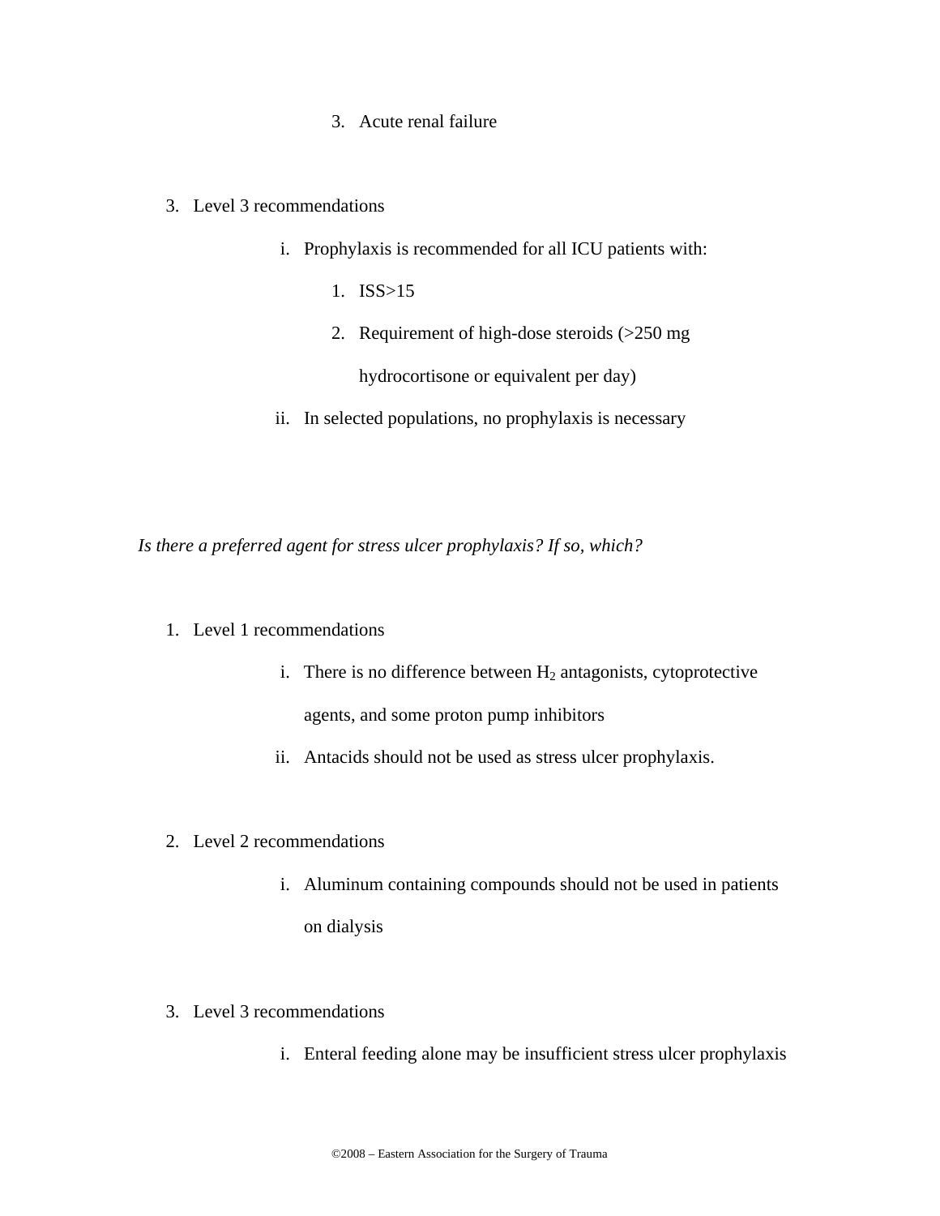3. Acute renal failure

3. Level 3 recommendations

   i. Prophylaxis is recommended for all ICU patients with:

      1. ISS>15
      2. Requirement of high-dose steroids (>250 mg hydrocortisone or equivalent per day)

   ii. In selected populations, no prophylaxis is necessary

*Is there a preferred agent for stress ulcer prophylaxis? If so, which?*

1. Level 1 recommendations

   i. There is no difference between $H_2$ antagonists, cytoprotective agents, and some proton pump inhibitors

   ii. Antacids should not be used as stress ulcer prophylaxis.

2. Level 2 recommendations

   i. Aluminum containing compounds should not be used in patients on dialysis

3. Level 3 recommendations

   i. Enteral feeding alone may be insufficient stress ulcer prophylaxis

©2008 – Eastern Association for the Surgery of Trauma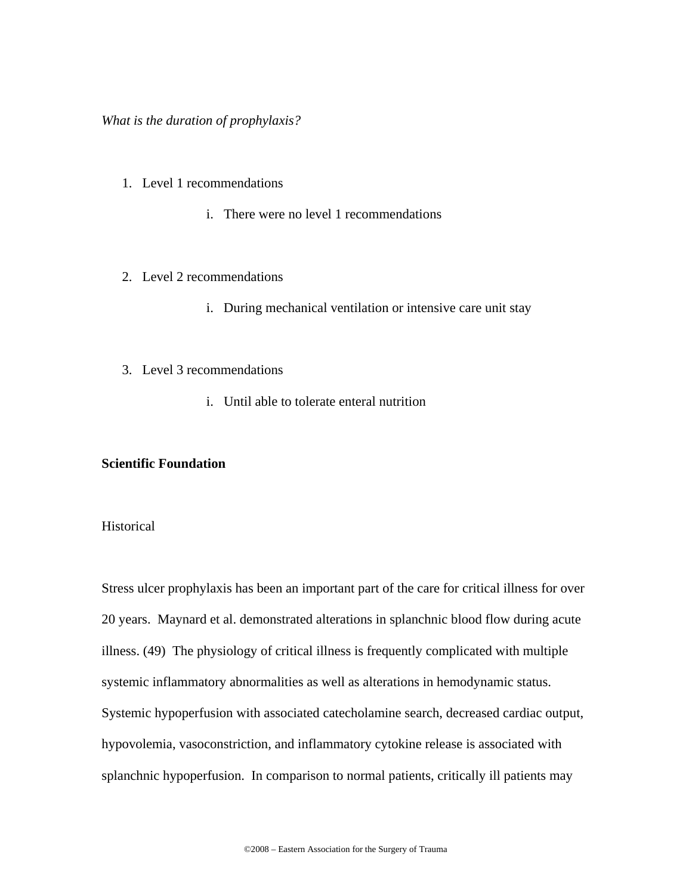*What is the duration of prophylaxis?*

1. Level 1 recommendations

    i. There were no level 1 recommendations

2. Level 2 recommendations

    i. During mechanical ventilation or intensive care unit stay

3. Level 3 recommendations

    i. Until able to tolerate enteral nutrition

**Scientific Foundation**

Historical

Stress ulcer prophylaxis has been an important part of the care for critical illness for over 20 years. Maynard et al. demonstrated alterations in splanchnic blood flow during acute illness. (49) The physiology of critical illness is frequently complicated with multiple systemic inflammatory abnormalities as well as alterations in hemodynamic status. Systemic hypoperfusion with associated catecholamine search, decreased cardiac output, hypovolemia, vasoconstriction, and inflammatory cytokine release is associated with splanchnic hypoperfusion. In comparison to normal patients, critically ill patients may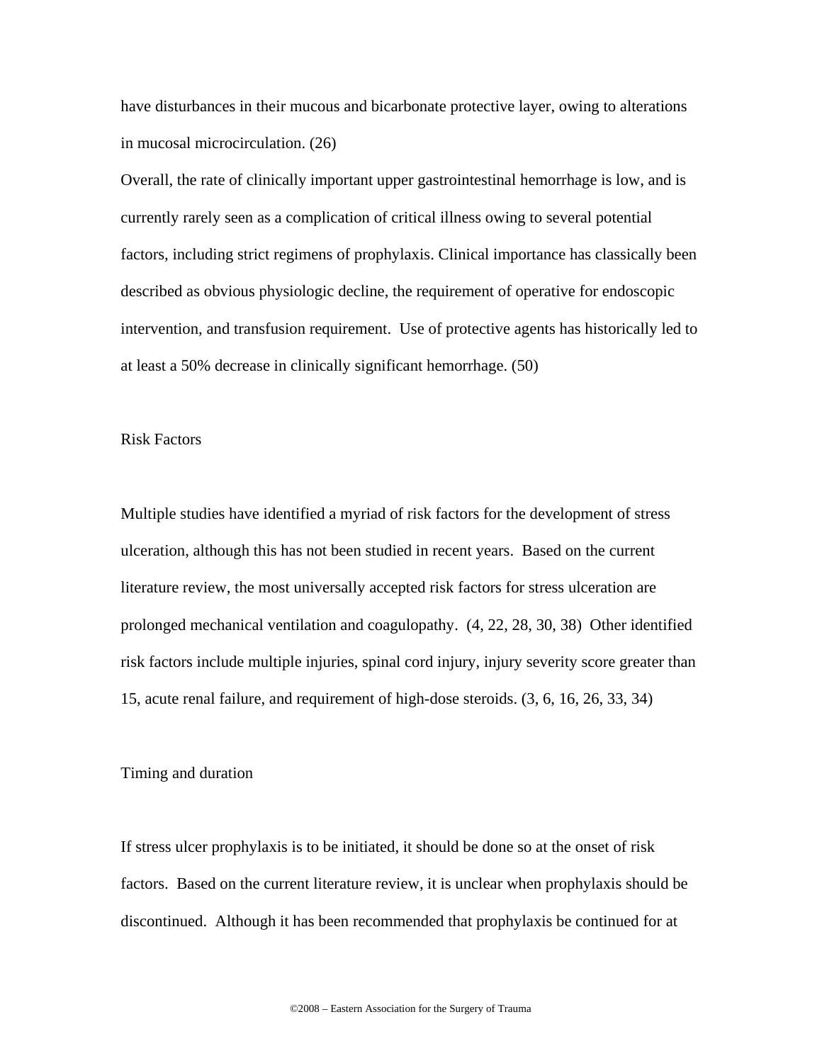have disturbances in their mucous and bicarbonate protective layer, owing to alterations in mucosal microcirculation. (26)

Overall, the rate of clinically important upper gastrointestinal hemorrhage is low, and is currently rarely seen as a complication of critical illness owing to several potential factors, including strict regimens of prophylaxis. Clinical importance has classically been described as obvious physiologic decline, the requirement of operative for endoscopic intervention, and transfusion requirement. Use of protective agents has historically led to at least a 50% decrease in clinically significant hemorrhage. (50)

## Risk Factors

Multiple studies have identified a myriad of risk factors for the development of stress ulceration, although this has not been studied in recent years. Based on the current literature review, the most universally accepted risk factors for stress ulceration are prolonged mechanical ventilation and coagulopathy. (4, 22, 28, 30, 38) Other identified risk factors include multiple injuries, spinal cord injury, injury severity score greater than 15, acute renal failure, and requirement of high-dose steroids. (3, 6, 16, 26, 33, 34)

## Timing and duration

If stress ulcer prophylaxis is to be initiated, it should be done so at the onset of risk factors. Based on the current literature review, it is unclear when prophylaxis should be discontinued. Although it has been recommended that prophylaxis be continued for at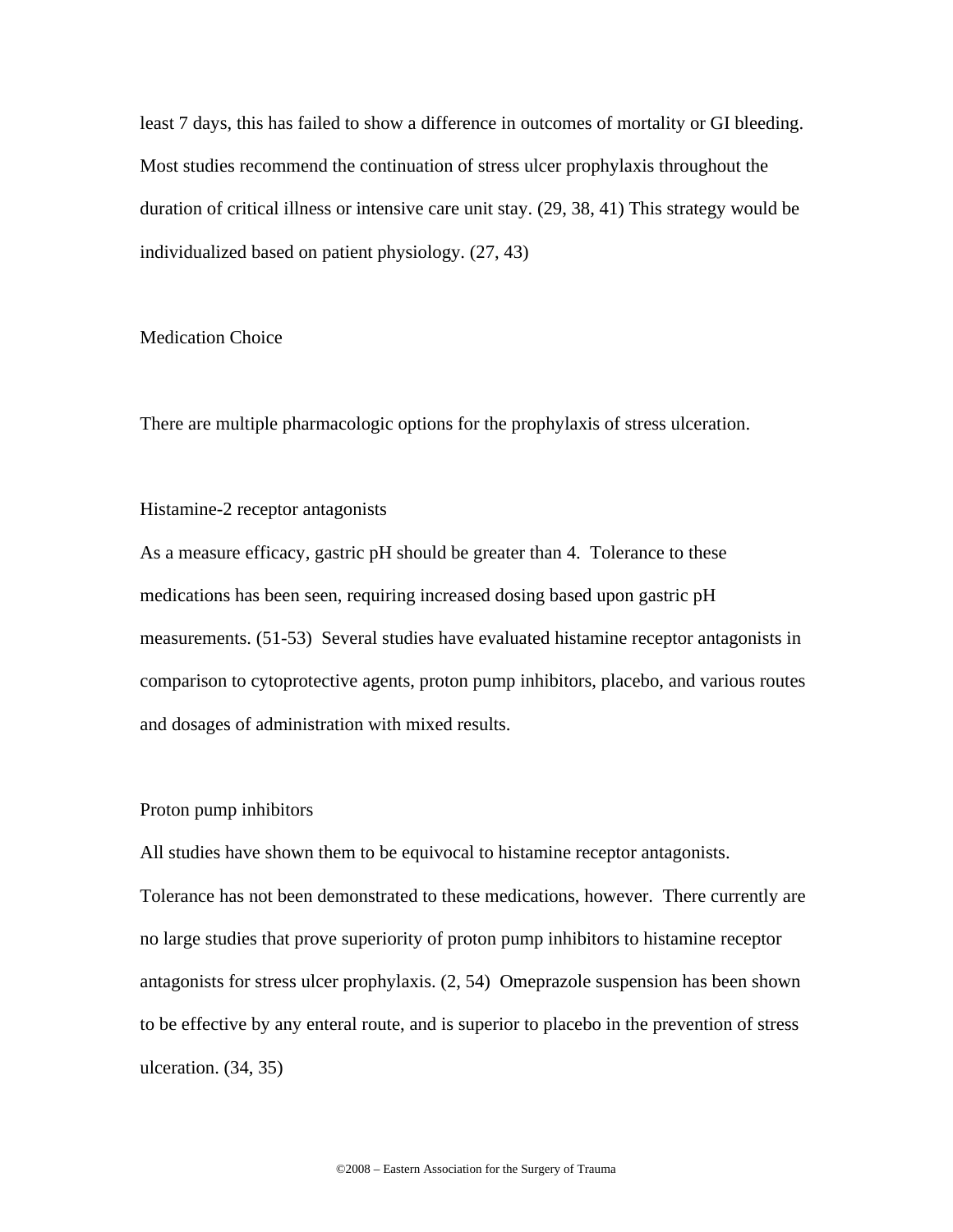least 7 days, this has failed to show a difference in outcomes of mortality or GI bleeding. Most studies recommend the continuation of stress ulcer prophylaxis throughout the duration of critical illness or intensive care unit stay. (29, 38, 41) This strategy would be individualized based on patient physiology. (27, 43)

### Medication Choice

There are multiple pharmacologic options for the prophylaxis of stress ulceration.

#### Histamine-2 receptor antagonists

As a measure efficacy, gastric pH should be greater than 4. Tolerance to these medications has been seen, requiring increased dosing based upon gastric pH measurements. (51-53) Several studies have evaluated histamine receptor antagonists in comparison to cytoprotective agents, proton pump inhibitors, placebo, and various routes and dosages of administration with mixed results.

#### Proton pump inhibitors

All studies have shown them to be equivocal to histamine receptor antagonists. Tolerance has not been demonstrated to these medications, however. There currently are no large studies that prove superiority of proton pump inhibitors to histamine receptor antagonists for stress ulcer prophylaxis. (2, 54) Omeprazole suspension has been shown to be effective by any enteral route, and is superior to placebo in the prevention of stress ulceration. (34, 35)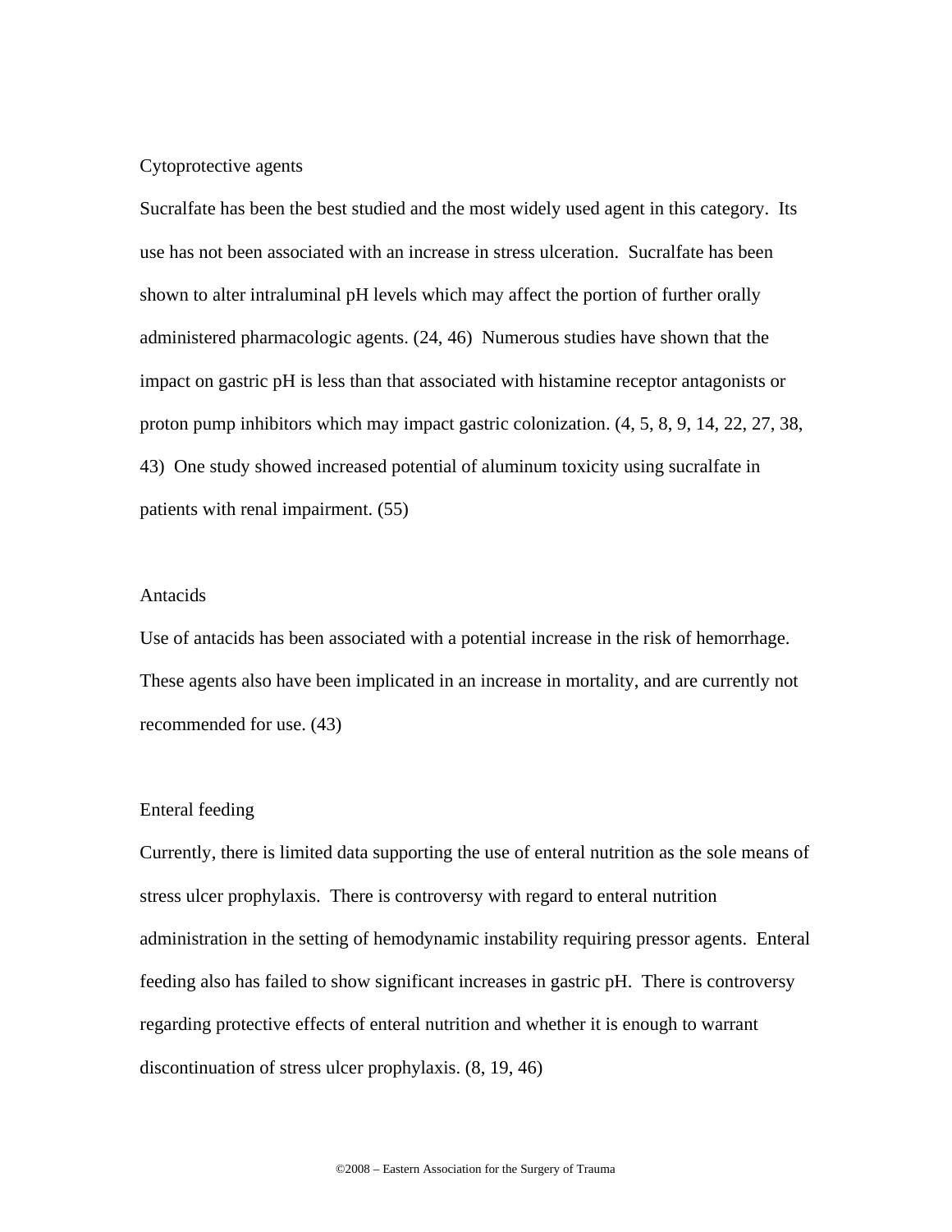### Cytoprotective agents

Sucralfate has been the best studied and the most widely used agent in this category. Its use has not been associated with an increase in stress ulceration. Sucralfate has been shown to alter intraluminal pH levels which may affect the portion of further orally administered pharmacologic agents. (24, 46) Numerous studies have shown that the impact on gastric pH is less than that associated with histamine receptor antagonists or proton pump inhibitors which may impact gastric colonization. (4, 5, 8, 9, 14, 22, 27, 38, 43) One study showed increased potential of aluminum toxicity using sucralfate in patients with renal impairment. (55)

### Antacids

Use of antacids has been associated with a potential increase in the risk of hemorrhage. These agents also have been implicated in an increase in mortality, and are currently not recommended for use. (43)

### Enteral feeding

Currently, there is limited data supporting the use of enteral nutrition as the sole means of stress ulcer prophylaxis. There is controversy with regard to enteral nutrition administration in the setting of hemodynamic instability requiring pressor agents. Enteral feeding also has failed to show significant increases in gastric pH. There is controversy regarding protective effects of enteral nutrition and whether it is enough to warrant discontinuation of stress ulcer prophylaxis. (8, 19, 46)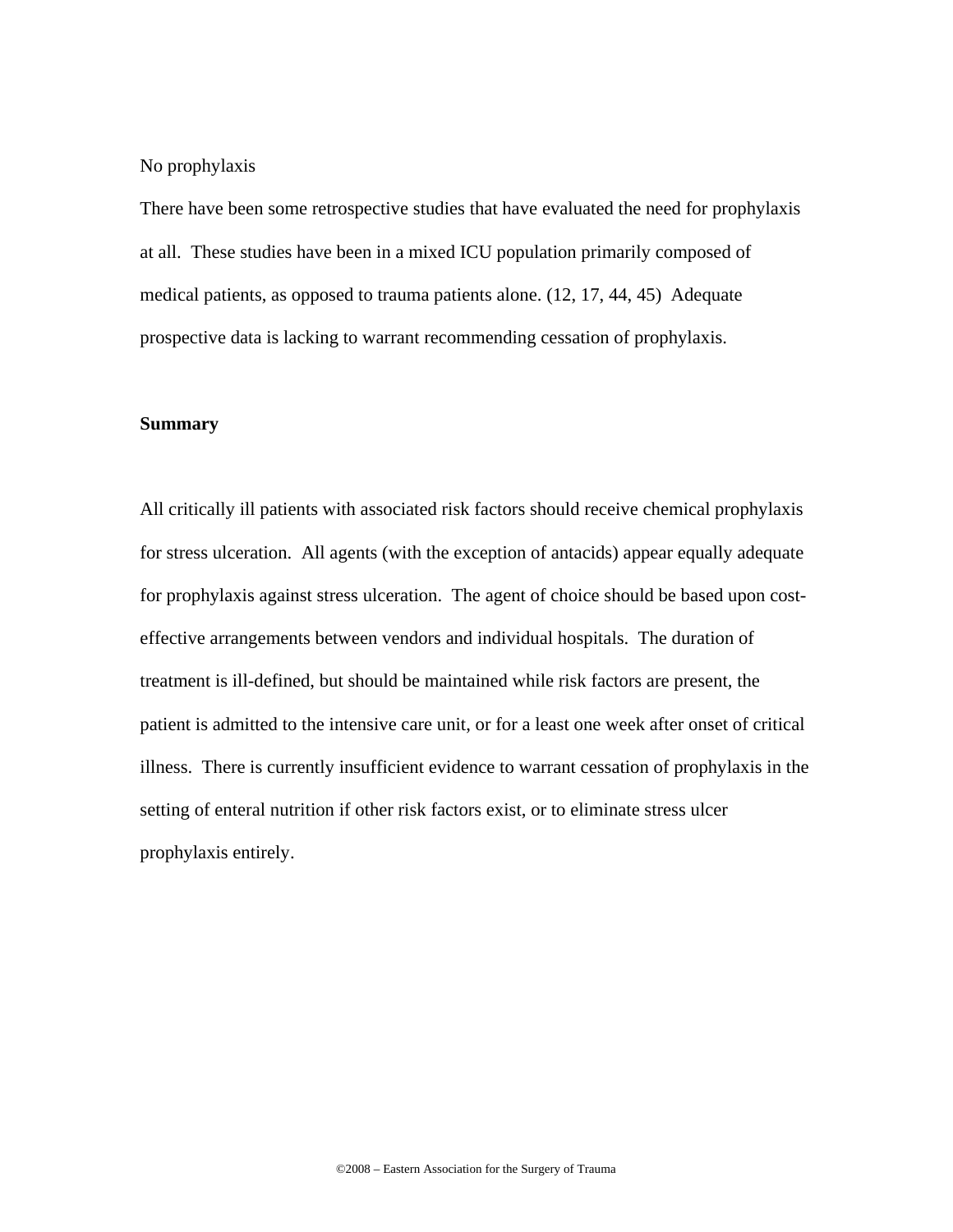No prophylaxis

There have been some retrospective studies that have evaluated the need for prophylaxis at all. These studies have been in a mixed ICU population primarily composed of medical patients, as opposed to trauma patients alone. (12, 17, 44, 45) Adequate prospective data is lacking to warrant recommending cessation of prophylaxis.

**Summary**

All critically ill patients with associated risk factors should receive chemical prophylaxis for stress ulceration. All agents (with the exception of antacids) appear equally adequate for prophylaxis against stress ulceration. The agent of choice should be based upon cost-effective arrangements between vendors and individual hospitals. The duration of treatment is ill-defined, but should be maintained while risk factors are present, the patient is admitted to the intensive care unit, or for a least one week after onset of critical illness. There is currently insufficient evidence to warrant cessation of prophylaxis in the setting of enteral nutrition if other risk factors exist, or to eliminate stress ulcer prophylaxis entirely.

©2008 – Eastern Association for the Surgery of Trauma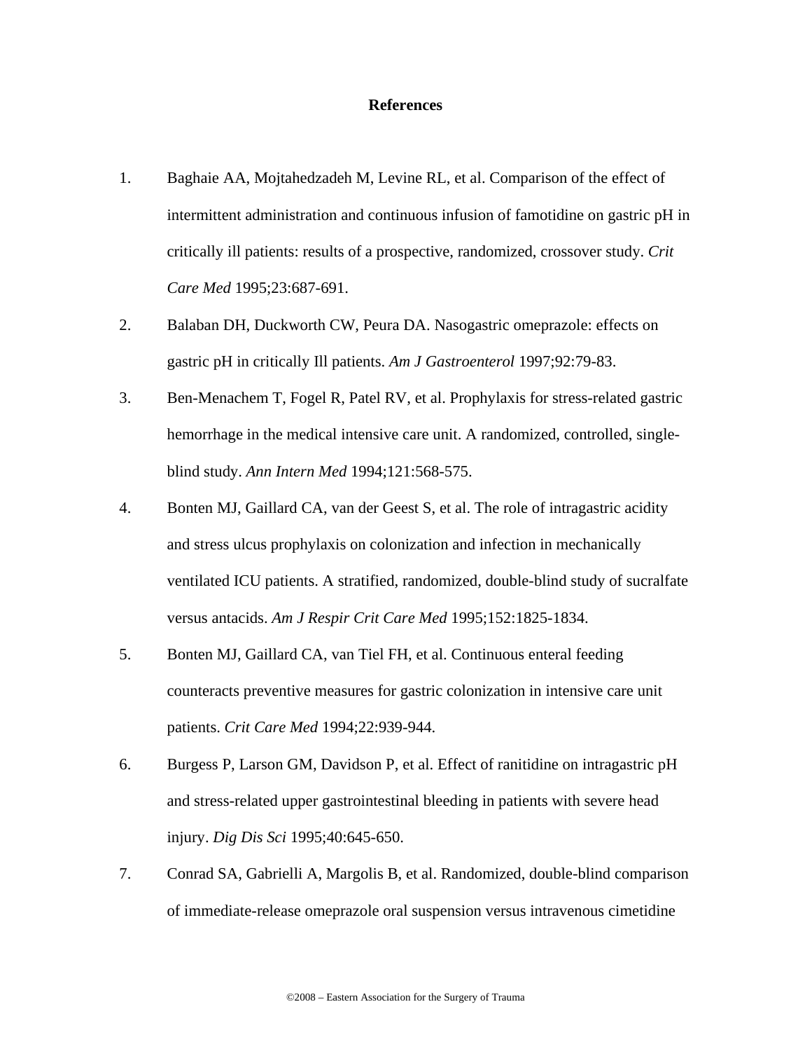## References

1. Baghaie AA, Mojtahedzadeh M, Levine RL, et al. Comparison of the effect of intermittent administration and continuous infusion of famotidine on gastric pH in critically ill patients: results of a prospective, randomized, crossover study. *Crit Care Med* 1995;23:687-691.
2. Balaban DH, Duckworth CW, Peura DA. Nasogastric omeprazole: effects on gastric pH in critically Ill patients. *Am J Gastroenterol* 1997;92:79-83.
3. Ben-Menachem T, Fogel R, Patel RV, et al. Prophylaxis for stress-related gastric hemorrhage in the medical intensive care unit. A randomized, controlled, single-blind study. *Ann Intern Med* 1994;121:568-575.
4. Bonten MJ, Gaillard CA, van der Geest S, et al. The role of intragastric acidity and stress ulcus prophylaxis on colonization and infection in mechanically ventilated ICU patients. A stratified, randomized, double-blind study of sucralfate versus antacids. *Am J Respir Crit Care Med* 1995;152:1825-1834.
5. Bonten MJ, Gaillard CA, van Tiel FH, et al. Continuous enteral feeding counteracts preventive measures for gastric colonization in intensive care unit patients. *Crit Care Med* 1994;22:939-944.
6. Burgess P, Larson GM, Davidson P, et al. Effect of ranitidine on intragastric pH and stress-related upper gastrointestinal bleeding in patients with severe head injury. *Dig Dis Sci* 1995;40:645-650.
7. Conrad SA, Gabrielli A, Margolis B, et al. Randomized, double-blind comparison of immediate-release omeprazole oral suspension versus intravenous cimetidine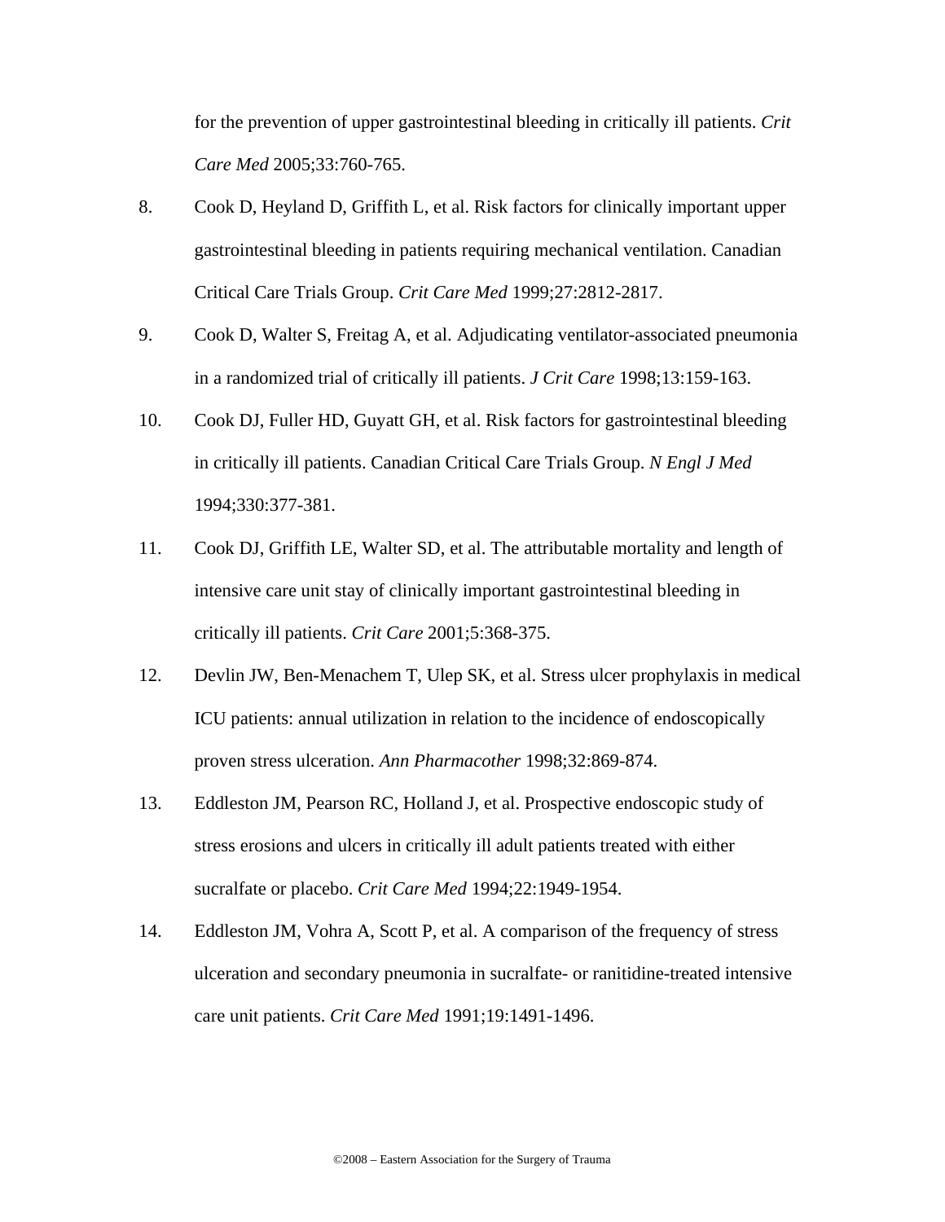for the prevention of upper gastrointestinal bleeding in critically ill patients. *Crit Care Med* 2005;33:760-765.

8. Cook D, Heyland D, Griffith L, et al. Risk factors for clinically important upper gastrointestinal bleeding in patients requiring mechanical ventilation. Canadian Critical Care Trials Group. *Crit Care Med* 1999;27:2812-2817.
9. Cook D, Walter S, Freitag A, et al. Adjudicating ventilator-associated pneumonia in a randomized trial of critically ill patients. *J Crit Care* 1998;13:159-163.
10. Cook DJ, Fuller HD, Guyatt GH, et al. Risk factors for gastrointestinal bleeding in critically ill patients. Canadian Critical Care Trials Group. *N Engl J Med* 1994;330:377-381.
11. Cook DJ, Griffith LE, Walter SD, et al. The attributable mortality and length of intensive care unit stay of clinically important gastrointestinal bleeding in critically ill patients. *Crit Care* 2001;5:368-375.
12. Devlin JW, Ben-Menachem T, Ulep SK, et al. Stress ulcer prophylaxis in medical ICU patients: annual utilization in relation to the incidence of endoscopically proven stress ulceration. *Ann Pharmacother* 1998;32:869-874.
13. Eddleston JM, Pearson RC, Holland J, et al. Prospective endoscopic study of stress erosions and ulcers in critically ill adult patients treated with either sucralfate or placebo. *Crit Care Med* 1994;22:1949-1954.
14. Eddleston JM, Vohra A, Scott P, et al. A comparison of the frequency of stress ulceration and secondary pneumonia in sucralfate- or ranitidine-treated intensive care unit patients. *Crit Care Med* 1991;19:1491-1496.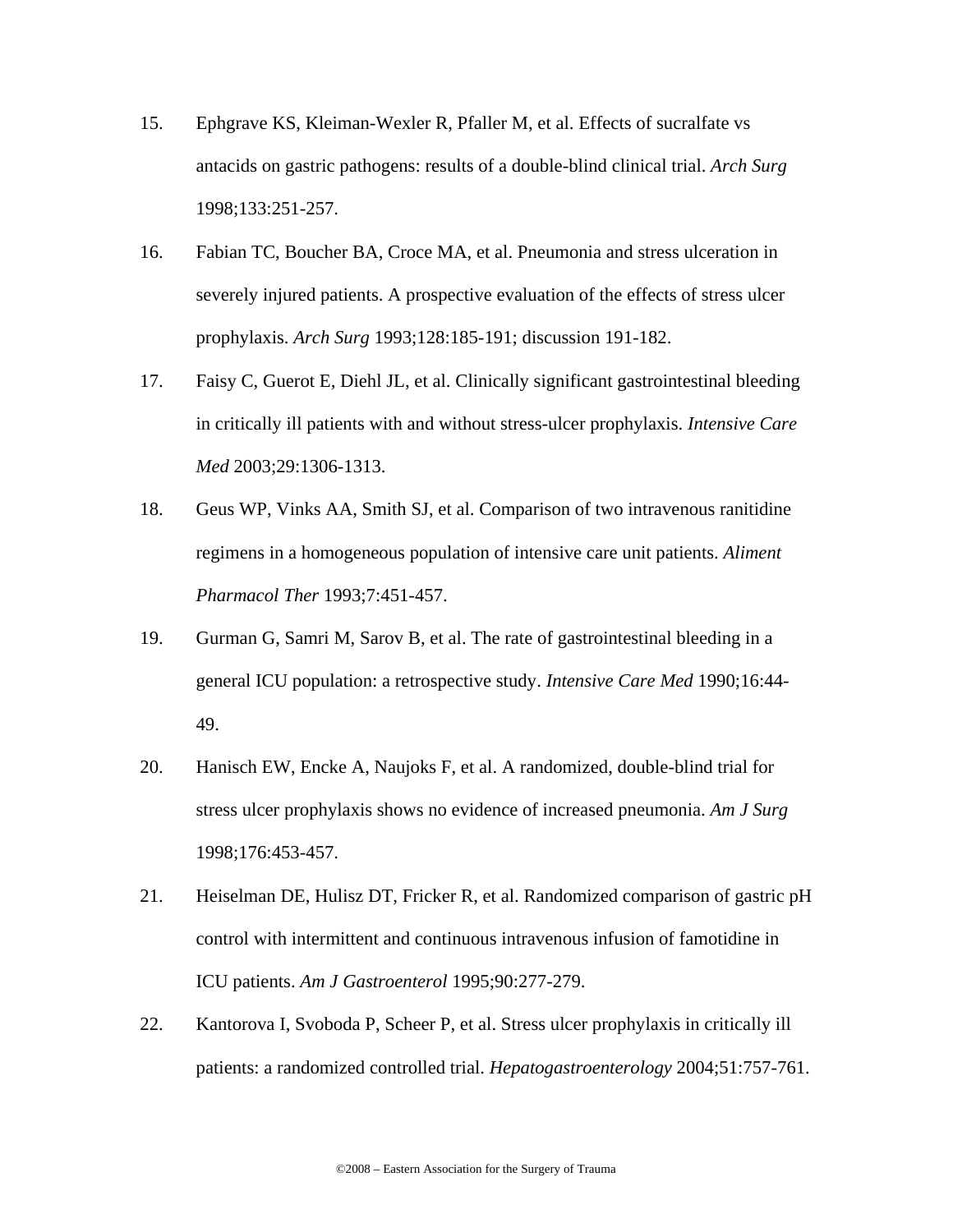15. Ephgrave KS, Kleiman-Wexler R, Pfaller M, et al. Effects of sucralfate vs antacids on gastric pathogens: results of a double-blind clinical trial. *Arch Surg* 1998;133:251-257.

16. Fabian TC, Boucher BA, Croce MA, et al. Pneumonia and stress ulceration in severely injured patients. A prospective evaluation of the effects of stress ulcer prophylaxis. *Arch Surg* 1993;128:185-191; discussion 191-182.

17. Faisy C, Guerot E, Diehl JL, et al. Clinically significant gastrointestinal bleeding in critically ill patients with and without stress-ulcer prophylaxis. *Intensive Care Med* 2003;29:1306-1313.

18. Geus WP, Vinks AA, Smith SJ, et al. Comparison of two intravenous ranitidine regimens in a homogeneous population of intensive care unit patients. *Aliment Pharmacol Ther* 1993;7:451-457.

19. Gurman G, Samri M, Sarov B, et al. The rate of gastrointestinal bleeding in a general ICU population: a retrospective study. *Intensive Care Med* 1990;16:44-49.

20. Hanisch EW, Encke A, Naujoks F, et al. A randomized, double-blind trial for stress ulcer prophylaxis shows no evidence of increased pneumonia. *Am J Surg* 1998;176:453-457.

21. Heiselman DE, Hulisz DT, Fricker R, et al. Randomized comparison of gastric pH control with intermittent and continuous intravenous infusion of famotidine in ICU patients. *Am J Gastroenterol* 1995;90:277-279.

22. Kantorova I, Svoboda P, Scheer P, et al. Stress ulcer prophylaxis in critically ill patients: a randomized controlled trial. *Hepatogastroenterology* 2004;51:757-761.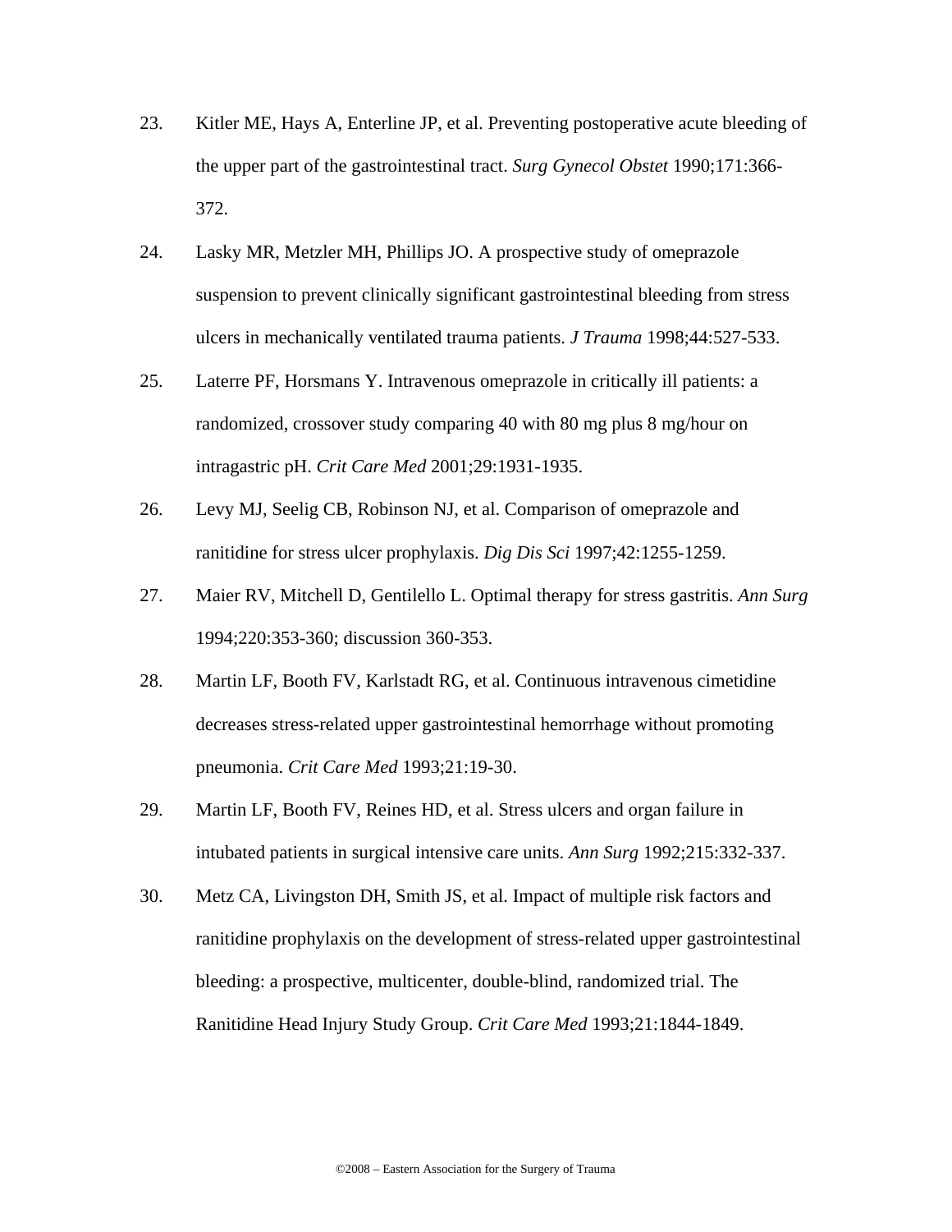23. Kitler ME, Hays A, Enterline JP, et al. Preventing postoperative acute bleeding of the upper part of the gastrointestinal tract. *Surg Gynecol Obstet* 1990;171:366-372.
24. Lasky MR, Metzler MH, Phillips JO. A prospective study of omeprazole suspension to prevent clinically significant gastrointestinal bleeding from stress ulcers in mechanically ventilated trauma patients. *J Trauma* 1998;44:527-533.
25. Laterre PF, Horsmans Y. Intravenous omeprazole in critically ill patients: a randomized, crossover study comparing 40 with 80 mg plus 8 mg/hour on intragastric pH. *Crit Care Med* 2001;29:1931-1935.
26. Levy MJ, Seelig CB, Robinson NJ, et al. Comparison of omeprazole and ranitidine for stress ulcer prophylaxis. *Dig Dis Sci* 1997;42:1255-1259.
27. Maier RV, Mitchell D, Gentilello L. Optimal therapy for stress gastritis. *Ann Surg* 1994;220:353-360; discussion 360-353.
28. Martin LF, Booth FV, Karlstadt RG, et al. Continuous intravenous cimetidine decreases stress-related upper gastrointestinal hemorrhage without promoting pneumonia. *Crit Care Med* 1993;21:19-30.
29. Martin LF, Booth FV, Reines HD, et al. Stress ulcers and organ failure in intubated patients in surgical intensive care units. *Ann Surg* 1992;215:332-337.
30. Metz CA, Livingston DH, Smith JS, et al. Impact of multiple risk factors and ranitidine prophylaxis on the development of stress-related upper gastrointestinal bleeding: a prospective, multicenter, double-blind, randomized trial. The Ranitidine Head Injury Study Group. *Crit Care Med* 1993;21:1844-1849.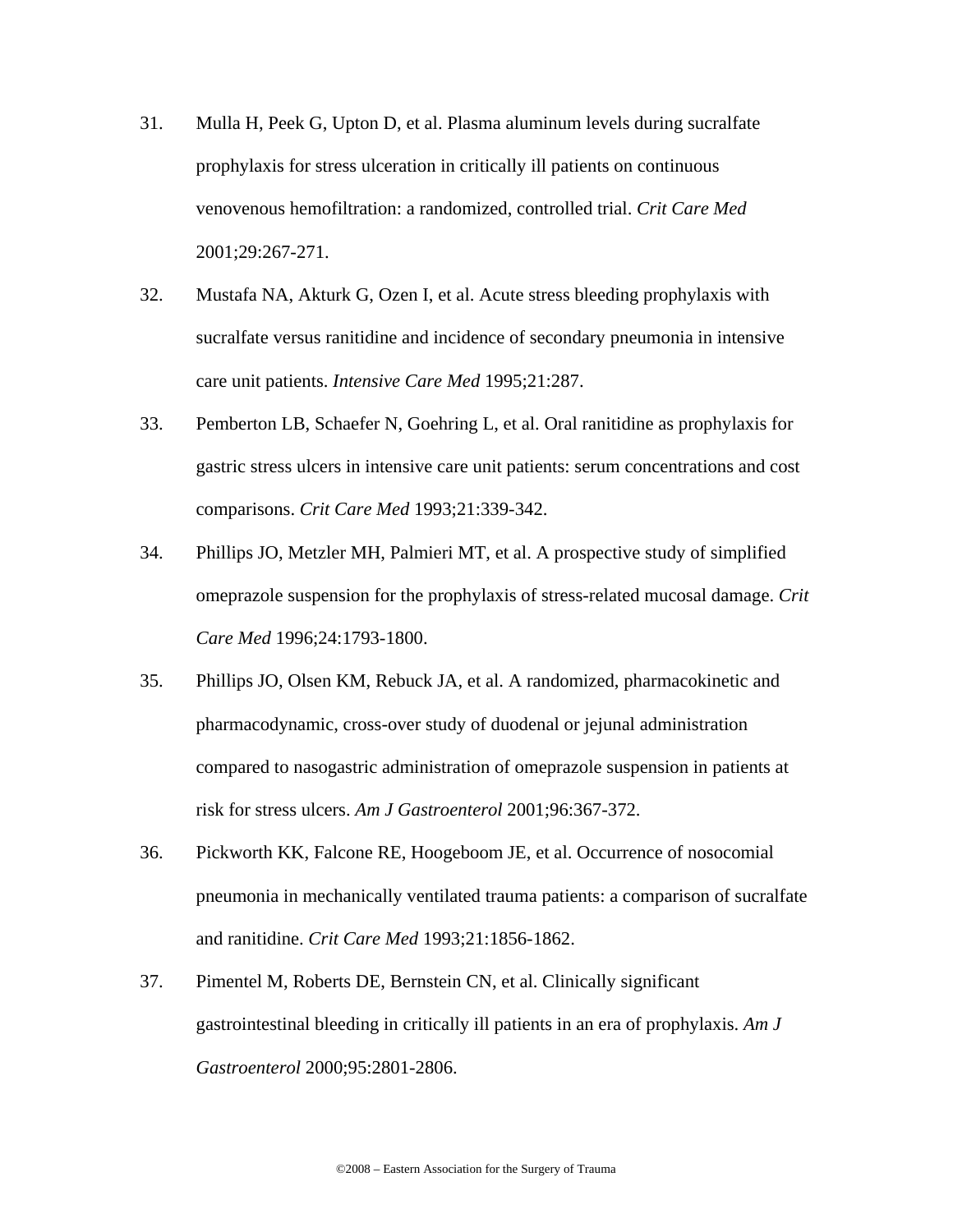31. Mulla H, Peek G, Upton D, et al. Plasma aluminum levels during sucralfate prophylaxis for stress ulceration in critically ill patients on continuous venovenous hemofiltration: a randomized, controlled trial. *Crit Care Med* 2001;29:267-271.

32. Mustafa NA, Akturk G, Ozen I, et al. Acute stress bleeding prophylaxis with sucralfate versus ranitidine and incidence of secondary pneumonia in intensive care unit patients. *Intensive Care Med* 1995;21:287.

33. Pemberton LB, Schaefer N, Goehring L, et al. Oral ranitidine as prophylaxis for gastric stress ulcers in intensive care unit patients: serum concentrations and cost comparisons. *Crit Care Med* 1993;21:339-342.

34. Phillips JO, Metzler MH, Palmieri MT, et al. A prospective study of simplified omeprazole suspension for the prophylaxis of stress-related mucosal damage. *Crit Care Med* 1996;24:1793-1800.

35. Phillips JO, Olsen KM, Rebuck JA, et al. A randomized, pharmacokinetic and pharmacodynamic, cross-over study of duodenal or jejunal administration compared to nasogastric administration of omeprazole suspension in patients at risk for stress ulcers. *Am J Gastroenterol* 2001;96:367-372.

36. Pickworth KK, Falcone RE, Hoogeboom JE, et al. Occurrence of nosocomial pneumonia in mechanically ventilated trauma patients: a comparison of sucralfate and ranitidine. *Crit Care Med* 1993;21:1856-1862.

37. Pimentel M, Roberts DE, Bernstein CN, et al. Clinically significant gastrointestinal bleeding in critically ill patients in an era of prophylaxis. *Am J Gastroenterol* 2000;95:2801-2806.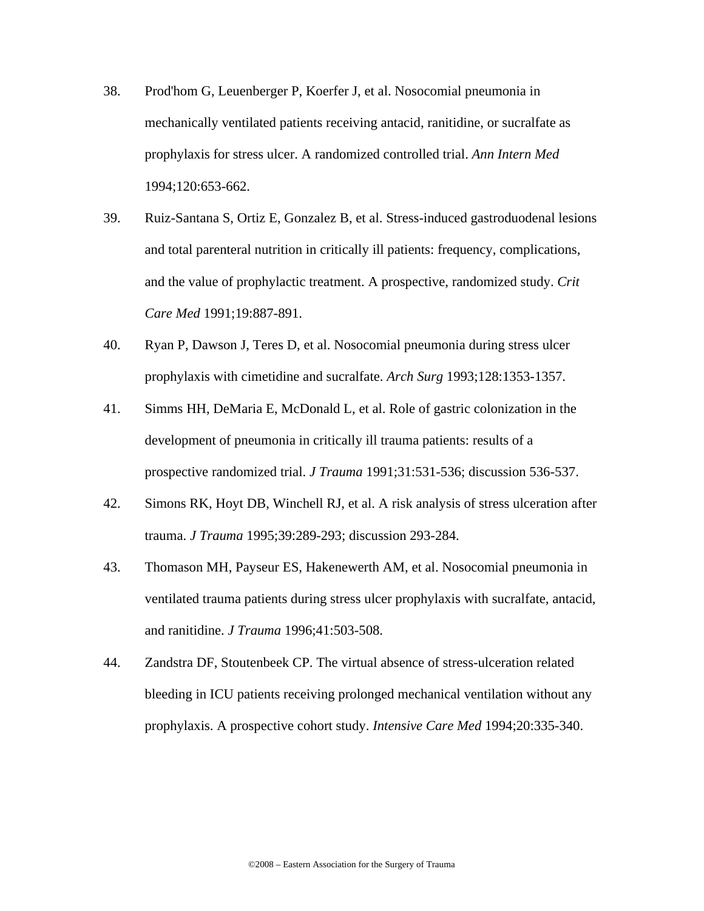38. Prod'hom G, Leuenberger P, Koerfer J, et al. Nosocomial pneumonia in mechanically ventilated patients receiving antacid, ranitidine, or sucralfate as prophylaxis for stress ulcer. A randomized controlled trial. *Ann Intern Med* 1994;120:653-662.

39. Ruiz-Santana S, Ortiz E, Gonzalez B, et al. Stress-induced gastroduodenal lesions and total parenteral nutrition in critically ill patients: frequency, complications, and the value of prophylactic treatment. A prospective, randomized study. *Crit Care Med* 1991;19:887-891.

40. Ryan P, Dawson J, Teres D, et al. Nosocomial pneumonia during stress ulcer prophylaxis with cimetidine and sucralfate. *Arch Surg* 1993;128:1353-1357.

41. Simms HH, DeMaria E, McDonald L, et al. Role of gastric colonization in the development of pneumonia in critically ill trauma patients: results of a prospective randomized trial. *J Trauma* 1991;31:531-536; discussion 536-537.

42. Simons RK, Hoyt DB, Winchell RJ, et al. A risk analysis of stress ulceration after trauma. *J Trauma* 1995;39:289-293; discussion 293-284.

43. Thomason MH, Payseur ES, Hakenewerth AM, et al. Nosocomial pneumonia in ventilated trauma patients during stress ulcer prophylaxis with sucralfate, antacid, and ranitidine. *J Trauma* 1996;41:503-508.

44. Zandstra DF, Stoutenbeek CP. The virtual absence of stress-ulceration related bleeding in ICU patients receiving prolonged mechanical ventilation without any prophylaxis. A prospective cohort study. *Intensive Care Med* 1994;20:335-340.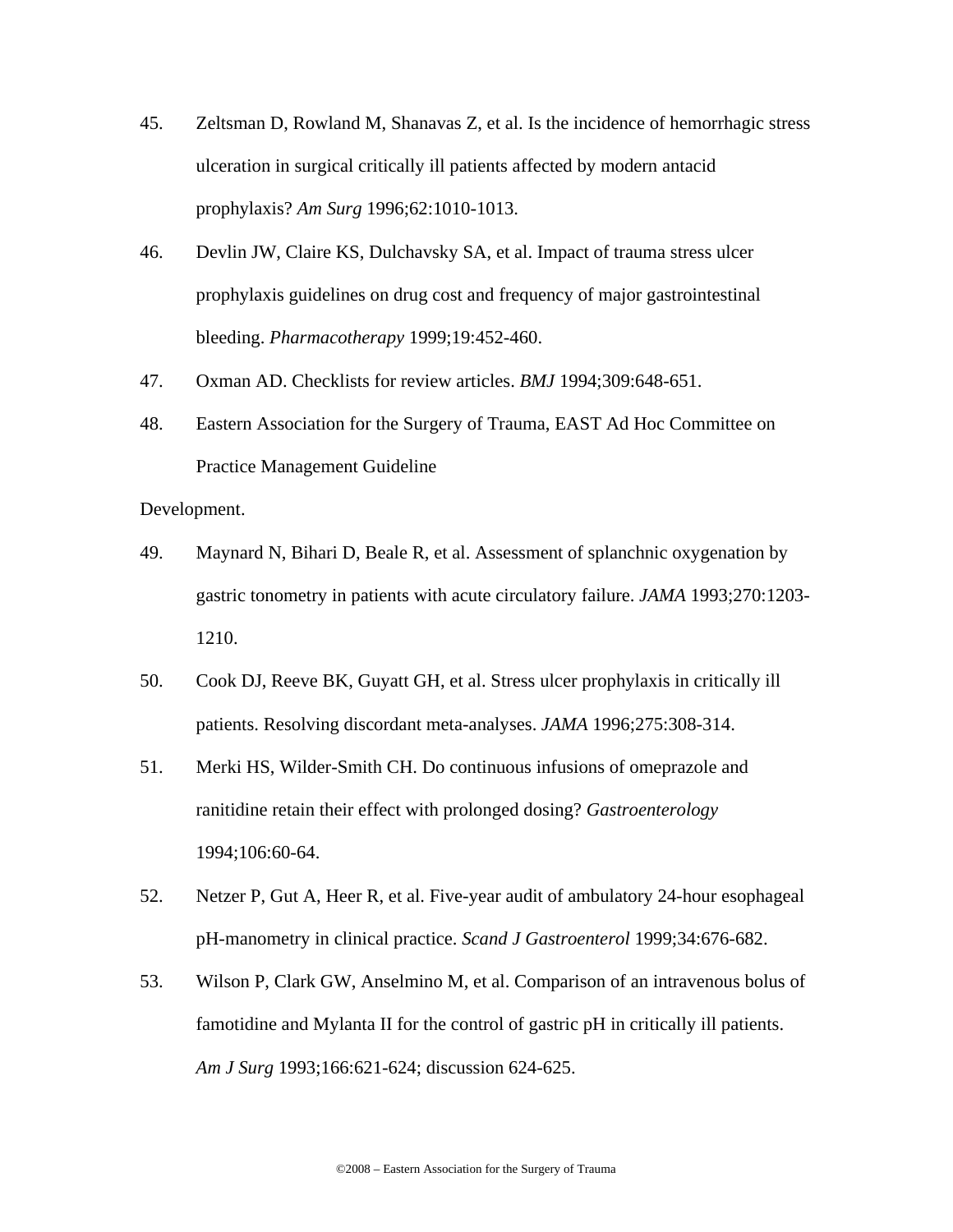45. Zeltsman D, Rowland M, Shanavas Z, et al. Is the incidence of hemorrhagic stress ulceration in surgical critically ill patients affected by modern antacid prophylaxis? *Am Surg* 1996;62:1010-1013.

46. Devlin JW, Claire KS, Dulchavsky SA, et al. Impact of trauma stress ulcer prophylaxis guidelines on drug cost and frequency of major gastrointestinal bleeding. *Pharmacotherapy* 1999;19:452-460.

47. Oxman AD. Checklists for review articles. *BMJ* 1994;309:648-651.

48. Eastern Association for the Surgery of Trauma, EAST Ad Hoc Committee on Practice Management Guideline

Development.

49. Maynard N, Bihari D, Beale R, et al. Assessment of splanchnic oxygenation by gastric tonometry in patients with acute circulatory failure. *JAMA* 1993;270:1203-1210.

50. Cook DJ, Reeve BK, Guyatt GH, et al. Stress ulcer prophylaxis in critically ill patients. Resolving discordant meta-analyses. *JAMA* 1996;275:308-314.

51. Merki HS, Wilder-Smith CH. Do continuous infusions of omeprazole and ranitidine retain their effect with prolonged dosing? *Gastroenterology* 1994;106:60-64.

52. Netzer P, Gut A, Heer R, et al. Five-year audit of ambulatory 24-hour esophageal pH-manometry in clinical practice. *Scand J Gastroenterol* 1999;34:676-682.

53. Wilson P, Clark GW, Anselmino M, et al. Comparison of an intravenous bolus of famotidine and Mylanta II for the control of gastric pH in critically ill patients. *Am J Surg* 1993;166:621-624; discussion 624-625.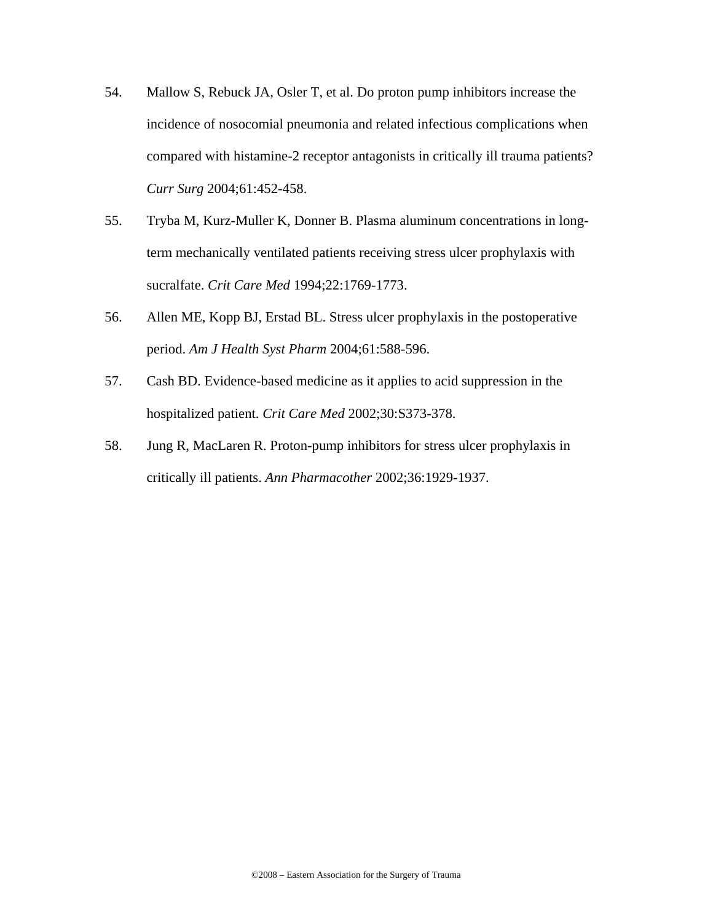54. Mallow S, Rebuck JA, Osler T, et al. Do proton pump inhibitors increase the incidence of nosocomial pneumonia and related infectious complications when compared with histamine-2 receptor antagonists in critically ill trauma patients? *Curr Surg* 2004;61:452-458.

55. Tryba M, Kurz-Muller K, Donner B. Plasma aluminum concentrations in long-term mechanically ventilated patients receiving stress ulcer prophylaxis with sucralfate. *Crit Care Med* 1994;22:1769-1773.

56. Allen ME, Kopp BJ, Erstad BL. Stress ulcer prophylaxis in the postoperative period. *Am J Health Syst Pharm* 2004;61:588-596.

57. Cash BD. Evidence-based medicine as it applies to acid suppression in the hospitalized patient. *Crit Care Med* 2002;30:S373-378.

58. Jung R, MacLaren R. Proton-pump inhibitors for stress ulcer prophylaxis in critically ill patients. *Ann Pharmacother* 2002;36:1929-1937.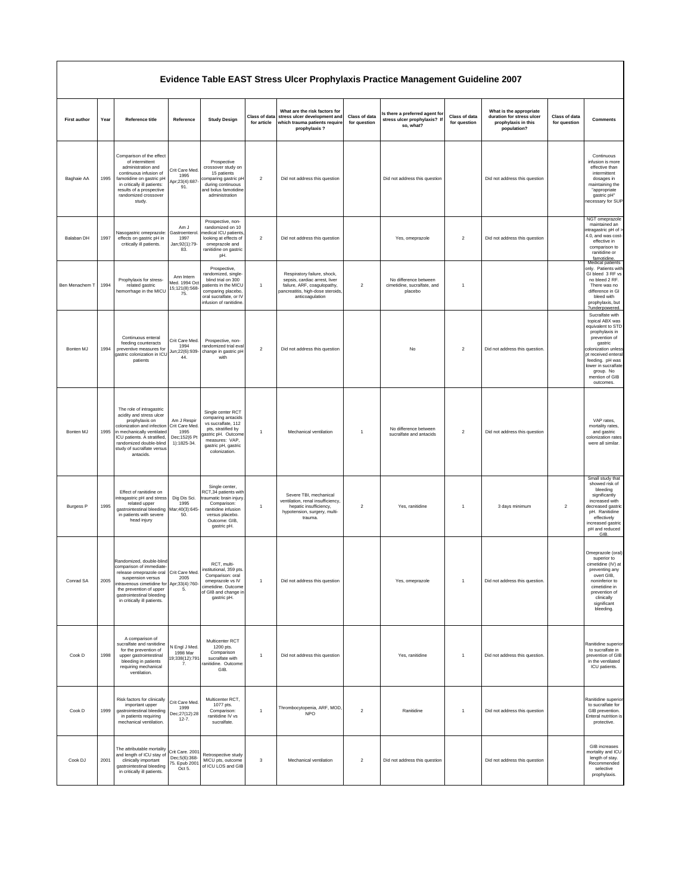# Evidence Table EAST Stress Ulcer Prophylaxis Practice Management Guideline 2007

| First author | Year | Reference title | Reference | Study Design | Class of data for article | What are the risk factors for stress ulcer development and which trauma patients require prophylaxis ? | Class of data for question | Is there a preferred agent for stress ulcer prophylaxis? If so, what? | Class of data for question | What is the appropriate duration for stress ulcer prophylaxis in this population? | Class of data for question | Comments |
|---|---|---|---|---|---|---|---|---|---|---|---|---|
| Baghaie AA | 1995 | Comparison of the effect of intermittent administration and continuous infusion of famotidine on gastric pH in critically ill patients: results of a prospective randomized crossover study. | Crit Care Med. 1995 Apr;23(4):687-91. | Prospective crossover study on 15 patients comparing gastric pH during continuous and bolus famotidine administration | 2 | Did not address this question | | Did not address this question | | Did not address this question | | Continuous infusion is more effective than intermittent dosages in maintaining the "appropriate gastric pH" necessary for SUP |
| Balaban DH | 1997 | Nasogastric omeprazole: effects on gastric pH in critically ill patients. | Am J Gastroenterol. 1997 Jan;92(1):79-83. | Prospective, non-randomized on 10 medical ICU patients, looking at effects of omeprazole and ranitidine on gastric pH. | 2 | Did not address this question | | Yes, omeprazole | 2 | Did not address this question | | NGT omeprazole maintained an intragastric pH of > 4.0, and was cost-effective in comparison to ranitidine or famotidine. |
| Ben Menachem T | 1994 | Prophylaxis for stress-related gastric hemorrhage in the MICU | Ann Intern Med. 1994 Oct 15;121(8):568-75. | Prospective, randomized, single-blind trial on 300 patients in the MICU comparing placebo, oral sucralfate, or IV infusion of ranitidine. | 1 | Respiratory failure, shock, sepsis, cardiac arrest, liver failure, ARF, coagulopathy, pancreatitis, high-dose steroids, anticoagulation | 2 | No difference between cimetidine, sucralfate, and placebo | 1 | | | Medical patients only. Patients with GI bleed 3 RF vs no bleed 2 RF. There was no difference in GI bleed with prophylaxis, but ?underpowered. |
| Bonten MJ | 1994 | Continuous enteral feeding counteracts preventive measures for gastric colonization in ICU patients | Crit Care Med. 1994 Jun;22(6):939-44. | Prospective, non-randomized trial eval change in gastric pH with | 2 | Did not address this question | | No | 2 | Did not address this question. | | Sucralfate with topical ABX was equivalent to STD prophylaxis in prevention of gastric colonization unless pt received enteral feeding. pH was lower in sucralfate group. No mention of GIB outcomes. |
| Bonten MJ | 1995 | The role of intragastric acidity and stress ulcer prophylaxis on colonization and infection in mechanically ventilated ICU patients. A stratified, randomized double-blind study of sucralfate versus antacids. | Am J Respir Crit Care Med. 1995 Dec;152(6 Pt 1):1825-34. | Single center RCT comparing antacids vs sucralfate, 112 pts, stratified by gastric pH. Outcome measures: VAP, gastric pH, gastric colonization. | 1 | Mechanical ventilation | 1 | No difference between sucralfate and antacids | 2 | Did not address this question | | VAP rates, mortality rates, and gastric colonization rates were all similar. |
| Burgess P | 1995 | Effect of ranitidine on intragastric pH and stress related upper gastrointestinal bleeding in patients with severe head injury | Dig Dis Sci. 1995 Mar;40(3):645-50. | Single center, RCT,34 patients with traumatic brain injury. Comparison: ranitidine infusion versus placebo. Outcome: GIB, gastric pH. | 1 | Severe TBI, mechanical ventilation, renal insufficiency, hepatic insufficiency, hypotension, surgery, multi-trauma. | 2 | Yes, ranitidine | 1 | 3 days minimum | 2 | Small study that showed risk of bleeding significantly increased with decreased gastric pH. Ranitidine effectively increased gastric pH and reduced GIB. |
| Conrad SA | 2005 | Randomized, double-blind comparison of immediate-release omeprazole oral suspension versus intravenous cimetidine for the prevention of upper gastrointestinal bleeding in critically ill patients. | Crit Care Med. 2005 Apr;33(4):760-5. | RCT, multi-institutional, 359 pts. Comparison: oral omeprazole vs IV cimetidine. Outcome of GIB and change in gastric pH. | 1 | Did not address this question | | Yes, omeprazole | 1 | Did not address this question. | | Omeprazole (oral) superior to cimetidine (IV) at preventing any overt GIB, noninferior to cimetidine in prevention of clinically significant bleeding. |
| Cook D | 1998 | A comparison of sucralfate and ranitidine for the prevention of upper gastrointestinal bleeding in patients requiring mechanical ventilation. | N Engl J Med. 1998 Mar 19;338(12):791-7. | Multicenter RCT 1200 pts. Comparison sucralfate with ranitidine. Outcome: GIB. | 1 | Did not address this question | | Yes, ranitidine | 1 | Did not address this question. | | Ranitidine superior to sucralfate in prevention of GIB in the ventilated ICU patients. |
| Cook D | 1999 | Risk factors for clinically important upper gastrointestinal bleeding in patients requiring mechanical ventilation. | Crit Care Med. 1999 Dec;27(12):2812-7. | Multicenter RCT, 1077 pts. Comparison: ranitidine vs sucralfate. | 1 | Thrombocytopenia, ARF, MOD, NPO | 2 | Ranitidine | 1 | Did not address this question | | Ranitidine superior to sucralfate for GIB prevention. Enteral nutrition is protective. |
| Cook DJ | 2001 | The attributable mortality and length of ICU stay of clinically important gastrointestinal bleeding in critically ill patients. | Crit Care. 2001 Dec;5(6):368-75. Epub 2001 Oct 5. | Retrospective study MICU pts, outcome of ICU LOS and GIB | 3 | Mechanical ventilation | 2 | Did not address this question | | Did not address this question | | GIB increases mortality and ICU length of stay. Recommended selective prophylaxis. |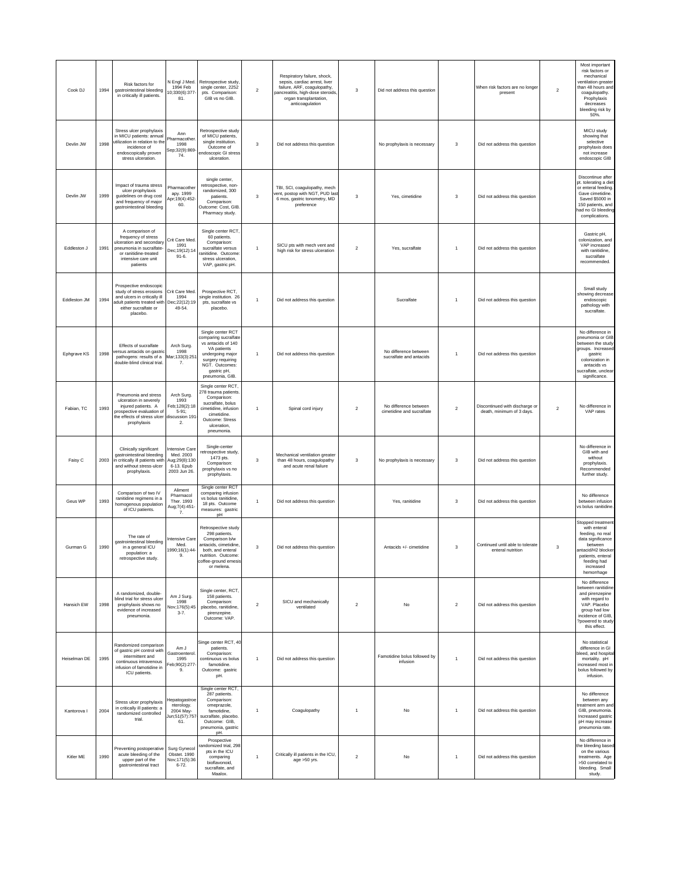| | | | | | | | | | | | | |
|---|---|---|---|---|---|---|---|---|---|---|---|---|
| Cook DJ | 1994 | Risk factors for gastrointestinal bleeding in critically ill patients. | N Engl J Med. 1994 Feb 10;330(6):377-81. | Retrospective study, single center, 2252 pts. Comparison: GIB vs no GIB. | 2 | Respiratory failure, shock, sepsis, cardiac arrest, liver failure, ARF, coagulopathy, pancreatitis, high-dose steroids, organ transplantation, anticoagulation | 3 | Did not address this question | | When risk factors are no longer present | 2 | Most important risk factors or mechanical ventilation greater than 48 hours and coagulopathy. Prophylaxis decreases bleeding risk by 50%. |
| Devlin JW | 1998 | Stress ulcer prophylaxis in MICU patients: annual utilization in relation to the incidence of endoscopically proven stress ulceration. | Ann Pharmacother. 1998 Sep;32(9):869-74. | Retrospective study of MICU patients, single institution. Outcome of endoscopic GI stress ulceration. | 3 | Did not address this question | | No prophylaxis is necessary | 3 | Did not address this question | | MICU study showing that selective prophylaxis does not increase endoscopic GIB |
| Devlin JW | 1999 | Impact of trauma stress ulcer prophylaxis guidelines on drug cost and frequency of major gastrointestinal bleeding | Pharmacotherapy. 1999 Apr;19(4):452-60. | single center, retrospective, non-randomized, 300 patients. Comparison: Outcome: Cost, GIB. Pharmacy study. | 3 | TBI, SCI, coagulopathy, mech vent, postop with NGT, PUD last 6 mos, gastric tonometry, MD preference | 3 | Yes, cimetidine | 3 | Did not address this question | | Discontinue after pt. tolerating a diet or enteral feeding. Gave cimetidine. Saved $5000 in 150 patients, and had no GI bleeding complications. |
| Eddleston J | 1991 | A comparison of frequency of stress ulceration and secondary pneumonia in sucralfate- or ranitidine-treated intensive care unit patients | Crit Care Med. 1991 Dec;19(12):1491-6. | Single center RCT, 60 patients. Comparison: sucralfate versus ranitidine. Outcome: stress ulceration, VAP, gastric pH. | 1 | SICU pts with mech vent and high risk for stress ulceration | 2 | Yes, sucralfate | 1 | Did not address this question | | Gastric pH, colonization, and VAP increased with ranitidine, sucralfate recommended. |
| Eddleston JM | 1994 | Prospective endoscopic study of stress erosions and ulcers in critically ill adult patients treated with either sucralfate or placebo. | Crit Care Med. 1994 Dec;22(12):1949-54. | Prospective RCT, single institution. 26 pts, sucralfate vs placebo. | 1 | Did not address this question | | Sucralfate | 1 | Did not address this question | | Small study showing decrease endoscopic pathology with sucralfate. |
| Ephgrave KS | 1998 | Effects of sucralfate versus antacids on gastric pathogens: results of a double-blind clinical trial. | Arch Surg. 1998 Mar;133(3):251-7. | Single center RCT comparing sucralfate vs antacids of 140 VA patients undergoing major surgery requiring NGT. Outcomes: gastric pH, pneumonia, GIB. | 1 | Did not address this question | | No difference between sucralfate and antacids | 1 | Did not address this question | | No difference in pneumonia or GIB between the study groups. Increased gastric colonization in antacids vs sucralfate, unclear significance. |
| Fabian, TC | 1993 | Pneumonia and stress ulceration in severely injured patients. A prospective evaluation of the effects of stress ulcer prophylaxis | Arch Surg. 1993 Feb;128(2):185-91; discussion 191-2. | Single center RCT, 278 trauma patients. Comparison: sucralfate, bolus cimetidine, infusion cimetidine. Outcome: Stress ulceration, pneumonia. | 1 | Spinal cord injury | 2 | No difference between cimetidine and sucralfate | 2 | Discontinued with discharge or death, minimum of 3 days. | 2 | No difference in VAP rates |
| Faisy C | 2003 | Clinically significant gastrointestinal bleeding in critically ill patients with and without stress-ulcer prophylaxis. | Intensive Care Med. 2003 Aug;29(8):1306-13. Epub 2003 Jun 26. | Single-center retrospective study, 1473 pts. Comparison: prophylaxis vs no prophylaxis. | 3 | Mechanical ventilation greater than 48 hours, coagulopathy and acute renal failure | 3 | No prophylaxis is necessary | 3 | Did not address this question | | No difference in GIB with and without prophylaxis. Recommended further study. |
| Geus WP | 1993 | Comparison of two IV ranitidine regimens in a homogenous population of ICU patients. | Aliment Pharmacol Ther. 1993 Aug;7(4):451-7. | Single center RCT comparing infusion vs bolus ranitidine, 18 pts. Outcome measures: gastric pH | 1 | Did not address this question | | Yes, ranitidine | 3 | Did not address this question | | No difference between infusion vs bolus ranitidine. |
| Gurman G | 1990 | The rate of gastrointestinal bleeding in a general ICU population: a retrospective study. | Intensive Care Med. 1990;16(1):44-9. | Retrospective study 298 patients. Comparison b/w antacids, cimetidine, both, and enteral nutrition. Outcome: coffee-ground emesis or melena. | 3 | Did not address this question | | Antacids +/- cimetidine | 3 | Continued until able to tolerate enteral nutrition | 3 | Stopped treatment with enteral feeding, no real data significance between antacid/H2 blocker patients, enteral feeding had increased hemorrhage |
| Hansich EW | 1998 | A randomized, double-blind trial for stress ulcer prophylaxis shows no evidence of increased pneumonia. | Am J Surg. 1998 Nov;176(5):453-7. | Single center, RCT, 158 patients. Comparison: placebo, ranitidine, pirenzepine. Outcome: VAP. | 2 | SICU and mechanically ventilated | 2 | No | 2 | Did not address this question | | No difference between ranitidine and pirenzepine with regard to VAP. Placebo group had low incidence of GIB. ?powered to study this effect. |
| Heiselman DE | 1995 | Randomized comparison of gastric pH control with intermittent and continuous intravenous infusion of famotidine in ICU patients. | Am J Gastroenterol. 1995 Feb;90(2):277-9. | Singe center RCT, 40 patients. Comparison: continuous vs bolus famotidine. Outcome: gastric pH. | 1 | Did not address this question | | Famotidine bolus followed by infusion | 1 | Did not address this question | | No statistical difference in GI bleed, and hospital mortality. pH increased most in bolus followed by infusion. |
| Kantorova I | 2004 | Stress ulcer prophylaxis in critically ill patients: a randomized controlled trial. | Hepatogastroenterology. 2004 May-Jun;51(57):757-61. | Single center RCT, 287 patients. Comparison: omeprazole, famotidine, sucralfate, placebo. Outcome: GIB, pneumonia, gastric pH. | 1 | Coagulopathy | 1 | No | 1 | Did not address this question | | No difference between any treatment arm and GIB, pneumonia. Increased gastric pH may increase pneumonia rate. |
| Kitler ME | 1990 | Preventing postoperative acute bleeding of the upper part of the gastrointestinal tract | Surg Gynecol Obstet. 1990 Nov;171(5):366-72. | Prospective randomized trial, 298 pts in the ICU comparing bioflavonoid, sucralfate, and Maalox. | 1 | Critically ill patients in the ICU, age >50 yrs. | 2 | No | 1 | Did not address this question | | No difference in the bleeding based on the various treatments. Age >50 correlated to bleeding. Small study. |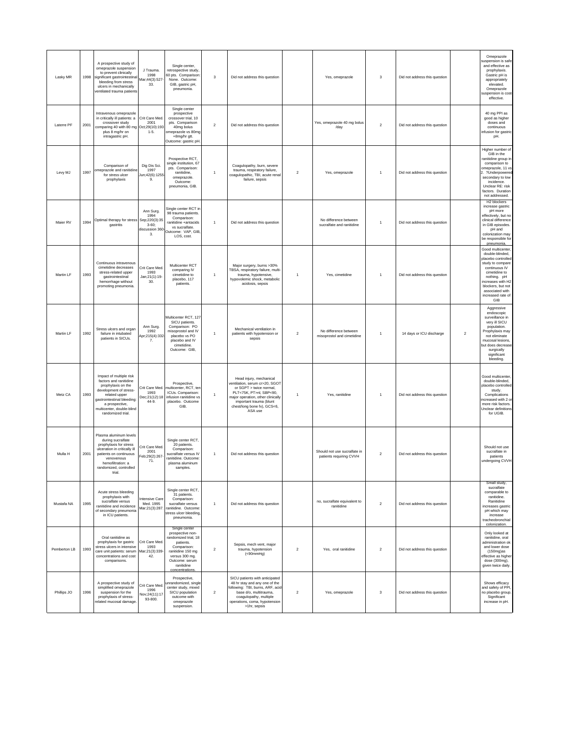| | | | | | | | | | | | | |
|---|---|---|---|---|---|---|---|---|---|---|---|---|
| Lasky MR | 1998 | A prospective study of omeprazole suspension to prevent clinically significant gastrointestinal bleeding from stress ulcers in mechanically ventilated trauma patients | J Trauma. 1998 Mar;44(3):527-33. | Single center, retrospective study, 60 pts. Comparison: None. Outcome: GIB, gastric pH, pneumonia. | 3 | Did not address this question | | Yes, omeprazole | 3 | Did not address this question | | Omeprazole suspension is safe and effective as prophylaxis. Gastric pH is appropriately elevated. Omeprazole suspension is cost-effective. |
| Laterre PF | 2001 | Intravenous omeprazole in critically ill patients: a crossover study comparing 40 with 80 mg plus 8 mg/hr on intragastric pH. | Crit Care Med. 2001 Oct;29(10):1931-5. | Single center prospective crossover trial, 10 pts. Comparison 40mg bolus omeprazole vs 80mg +8mg/hr gtt. Outcome: gastric pH. | 2 | Did not address this question | | Yes, omeprazole 40 mg bolus /day | 2 | Did not address this question | | 40 mg PPI as good as higher doses and continuous infusion for gastric pH. |
| Levy MJ | 1997 | Comparison of omeprazole and ranitidine for stress ulcer prophylaxis | Dig Dis Sci. 1997 Jun;42(6):1255-9. | Prospective RCT, single institution, 67 pts. Comparison: ranitidine, omeprazole. Outcome: pneumonia, GIB. | 1 | Coagulopathy, burn, severe trauma, respiratory failure, coagulopathic, TBI, acute renal failure, sepsis | 2 | Yes, omeprazole | 1 | Did not address this question | | Higher number of GIB in the ranitidine group in comparison to omeprazole, 11 vs 2. ?Underpowered secondary to low incidence. Unclear RE: risk factors. Duration not addressed. |
| Maier RV | 1994 | Optimal therapy for stress gastritis | Ann Surg. 1994 Sep;220(3):353-60; discussion 360-3. | Single center RCT in 98 trauma patients. Comparison: ranitidine +antacids vs sucralfate. Outcome: VAP, GIB, LOS, cost. | 1 | Did not address this question | | No difference between sucralfate and ranitidine | 1 | Did not address this question | | H2 blockers increase gastric pH more effectively, but no clinical difference in GIB episodes. pH and colonization may be responsible for pneumonia. |
| Martin LF | 1993 | Continuous intravenous cimetidine decreases stress-related upper gastrointestinal hemorrhage without promoting pneumonia. | Crit Care Med. 1993 Jan;21(1):19-30. | Multicenter RCT comparing IV cimetidine to placebo, 117 patients. | 1 | Major surgery, burns >30% TBSA, respiratory failure, multi-trauma, hypotensive, hypovolemic shock, metabolic acidosis, sepsis | 1 | Yes, cimetidine | 1 | Did not address this question | | Good multicenter, double-blinded, placebo controlled study to compare continuous IV cimetidine to nothing. pH increases with H2 blockers, but not associated with increased rate of GIB |
| Martin LF | 1992 | Stress ulcers and organ failure in intubated patients in SICUs. | Ann Surg. 1992 Apr;215(4):332-7. | Multicenter RCT, 127 SICU patients. Comparison: PO misoprostol and IV placebo vs PO placebo and IV cimetidine. Outcome: GIB, | 1 | Mechanical ventilation in patients with hypotension or sepsis | 2 | No difference between misoprostol and cimetidine | 1 | 14 days or ICU discharge | 2 | Aggressive endoscopic surveillance in very ill SICU population. Prophylaxis may not eliminate mucosal lesions, but does decrease surgically significant bleeding. |
| Metz CA | 1993 | Impact of multiple risk factors and ranitidine prophylaxis on the development of stress-related upper gastrointestinal bleeding: a prospective, multicenter, double-blind randomized trial. | Crit Care Med. 1993 Dec;21(12):1844-9. | Prospective, multicenter, RCT, ten ICUs. Comparison: infusion ranitidine vs placebo. Outcome GIB. | 1 | Head injury, mechanical ventilation, serum cr>20, SGOT or SGPT > twice normal, PLT<75K, PT>nl, SBP<90, major operation, other clinically important trauma (blunt chest/long bone fx), GCS<6, ASA use | 1 | Yes, ranitidine | 1 | Did not address this question | | Good multicenter, double-blinded, placebo controlled study. Complications increased with 2 or more risk factors. Unclear definitions for UGIB. |
| Mulla H | 2001 | Plasma aluminum levels during sucralfate prophylaxis for stress ulceration in critically ill patients on continuous venovenous hemofiltration: a randomized, controlled trial. | Crit Care Med. 2001 Feb;29(2):267-71. | Single center RCT, 20 patients. Comparison: sucralfate versus IV ranitidine. Outcome: plasma aluminum samples. | 1 | Did not address this question | | Should not use sucralfate in patients requiring CVVH | 2 | Did not address this question | | Should not use sucralfate in patients undergoing CVVH |
| Mustafa NA | 1995 | Acute stress bleeding prophylaxis with sucralfate versus ranitidine and incidence of secondary pneumonia in ICU patients. | Intensive Care Med. 1995 Mar;21(3):287. | Single center RCT, 31 patients. Comparison: sucralfate versus ranitidine. Outcome: stress ulcer bleeding, pneumonia. | 1 | Did not address this question | | no, sucralfate equivalent to ranitidine | 2 | Did not address this question | | Small study, sucralfate comparable to ranitidine. Ranitidine increases gastric pH which may increase tracheobronchial colonization. |
| Pemberton LB | 1993 | Oral ranitidine as prophylaxis for gastric stress ulcers in intensive care unit patients: serum concentrations and cost comparisons. | Crit Care Med. 1993 Mar;21(3):339-42. | Single center prospective non-randomized trial, 18 patients. Comparison: ranitidine 150 mg versus 300 mg. Outcome: serum ranitidine concentrations. | 2 | Sepsis, mech vent, major trauma, hypotension (<90mmHg) | 2 | Yes, oral ranitidine | 2 | Did not address this question | | Only looked at ranitidine, oral administration ok and lower dose (150mg)as effective as higher dose (300mg), given twice daily. |
| Phillips JO | 1996 | A prospective study of simplified omeprazole suspension for the prophylaxis of stress-related mucosal damage. | Crit Care Med. 1996 Nov;24(11):1793-800. | Prospective, unrandomized, single center study, mixed SICU population outcome with omeprazole suspension. | 2 | SICU patients with anticipated 48 hr stay and any one of the following: TBI, burns, ARF, acid base d/o, multitrauma, coagulopathy, multiple operations, coma, hypotension >1hr, sepsis | 2 | Yes, omeprazole | 3 | Did not address this question | | Shows efficacy and safety of PPI, no placebo group. Significant increase in pH. |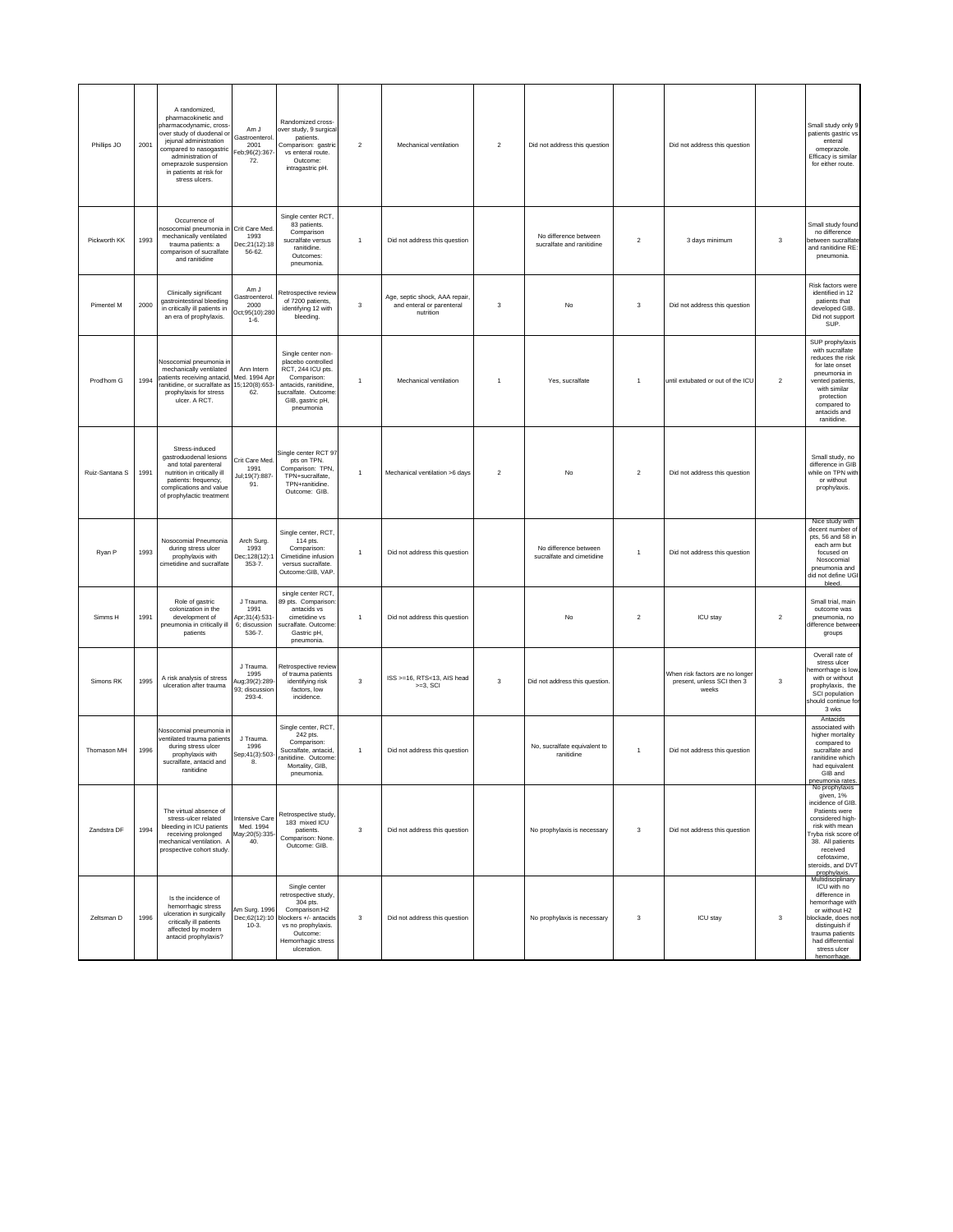| | | | | | | | | | | | |
|---|---|---|---|---|---|---|---|---|---|---|---|
| Phillips JO | 2001 | A randomized, pharmacokinetic and pharmacodynamic, cross-over study of duodenal or jejunal administration compared to nasogastric administration of omeprazole suspension in patients at risk for stress ulcers. | Am J Gastroenterol. 2001 Feb;96(2):367-72. | Randomized cross-over study, 9 surgical patients. Comparison: gastric vs enteral route. Outcome: intragastric pH. | 2 | Mechanical ventilation | 2 | Did not address this question | | Did not address this question | | Small study only 9 patients gastric vs enteral omeprazole. Efficacy is similar for either route. |
| Pickworth KK | 1993 | Occurrence of nosocomial pneumonia in mechanically ventilated trauma patients: a comparison of sucralfate and ranitidine | Crit Care Med. 1993 Dec;21(12):1856-62. | Single center RCT, 83 patients. Comparison sucralfate versus ranitidine. Outcomes: pneumonia. | 1 | Did not address this question | | No difference between sucralfate and ranitidine | 2 | 3 days minimum | 3 | Small study found no difference between sucralfate and ranitidine RE: pneumonia. |
| Pimentel M | 2000 | Clinically significant gastrointestinal bleeding in critically ill patients in an era of prophylaxis. | Am J Gastroenterol. 2000 Oct;95(10):2801-6. | Retrospective review of 7200 patients, identifying 12 with bleeding. | 3 | Age, septic shock, AAA repair, and enteral or parenteral nutrition | 3 | No | 3 | Did not address this question | | Risk factors were identified in 12 patients that developed GIB. Did not support SUP. |
| Prod'hom G | 1994 | Nosocomial pneumonia in mechanically ventilated patients receiving antacid, ranitidine, or sucralfate as prophylaxis for stress ulcer. A RCT. | Ann Intern Med. 1994 Apr 15;120(8):653-62. | Single center non-placebo controlled RCT, 244 ICU pts. Comparison: antacids, ranitidine, sucralfate. Outcome: GIB, gastric pH, pneumonia | 1 | Mechanical ventilation | 1 | Yes, sucralfate | 1 | until extubated or out of the ICU | 2 | SUP prophylaxis with sucralfate reduces the risk for late onset pneumonia in vented patients, with similar protection compared to antacids and ranitidine. |
| Ruiz-Santana S | 1991 | Stress-induced gastroduodenal lesions and total parenteral nutrition in critically ill patients: frequency, complications and value of prophylactic treatment | Crit Care Med. 1991 Jul;19(7):887-91. | Single center RCT 97 pts on TPN. Comparison: TPN, TPN+sucralfate, TPN+ranitidine. Outcome: GIB. | 1 | Mechanical ventilation >6 days | 2 | No | 2 | Did not address this question | | Small study, no difference in GIB while on TPN with or without prophylaxis. |
| Ryan P | 1993 | Nosocomial Pneumonia during stress ulcer prophylaxis with cimetidine and sucralfate | Arch Surg. 1993 Dec;128(12):1353-7. | Single center, RCT, 114 pts. Comparison: Cimetidine infusion versus sucralfate. Outcome:GIB, VAP. | 1 | Did not address this question | | No difference between sucralfate and cimetidine | 1 | Did not address this question | | Nice study with decent number of pts, 56 and 58 in each arm but focused on Nosocomial pneumonia and did not define UGI bleed. |
| Simms H | 1991 | Role of gastric colonization in the development of pneumonia in critically ill patients | J Trauma. 1991 Apr;31(4):531-6; discussion 536-7. | single center RCT, 89 pts. Comparison: antacids vs cimetidine vs sucralfate. Outcome: Gastric pH, pneumonia. | 1 | Did not address this question | | No | 2 | ICU stay | 2 | Small trial, main outcome was pneumonia, no difference between groups |
| Simons RK | 1995 | A risk analysis of stress ulceration after trauma | J Trauma. 1995 Aug;39(2):289-93; discussion 293-4. | Retrospective review of trauma patients identifying risk factors, low incidence. | 3 | ISS >=16, RTS<13, AIS head >=3, SCI | 3 | Did not address this question. | | When risk factors are no longer present, unless SCI then 3 weeks | 3 | Overall rate of stress ulcer hemorrhage is low, with or without prophylaxis, the SCI population should continue for 3 wks |
| Thomason MH | 1996 | Nosocomial pneumonia in ventilated trauma patients during stress ulcer prophylaxis with sucralfate, antacid and ranitidine | J Trauma. 1996 Sep;41(3):503-8. | Single center, RCT, 242 pts. Comparison: Sucralfate, antacid, ranitidine. Outcome: Mortality, GIB, pneumonia. | 1 | Did not address this question | | No, sucralfate equivalent to ranitidine | 1 | Did not address this question | | Antacids associated with higher mortality compared to sucralfate and ranitidine which had equivalent GIB and pneumonia rates. |
| Zandstra DF | 1994 | The virtual absence of stress-ulcer related bleeding in ICU patients receiving prolonged mechanical ventilation. A prospective cohort study. | Intensive Care Med. 1994 May;20(5):335-40. | Retrospective study, 183 mixed ICU patients. Comparison: None. Outcome: GIB. | 3 | Did not address this question | | No prophylaxis is necessary | 3 | Did not address this question | | No prophylaxis given, 1% incidence of GIB. Patients were considered high-risk with mean Tryba risk score of 38. All patients received cefotaxime, steroids, and DVT prophylaxis. |
| Zeltsman D | 1996 | Is the incidence of hemorrhagic stress ulceration in surgically critically ill patients affected by modern antacid prophylaxis? | Am Surg. 1996 Dec;62(12):1010-3. | Single center retrospective study, 304 pts. Comparison:H2 blockers +/- antacids vs no prophylaxis. Outcome: Hemorrhagic stress ulceration. | 3 | Did not address this question | | No prophylaxis is necessary | 3 | ICU stay | 3 | Multidisciplinary ICU with no difference in hemorrhage with or without H2 blockade, does not distinguish if trauma patients had differential stress ulcer hemorrhage. |